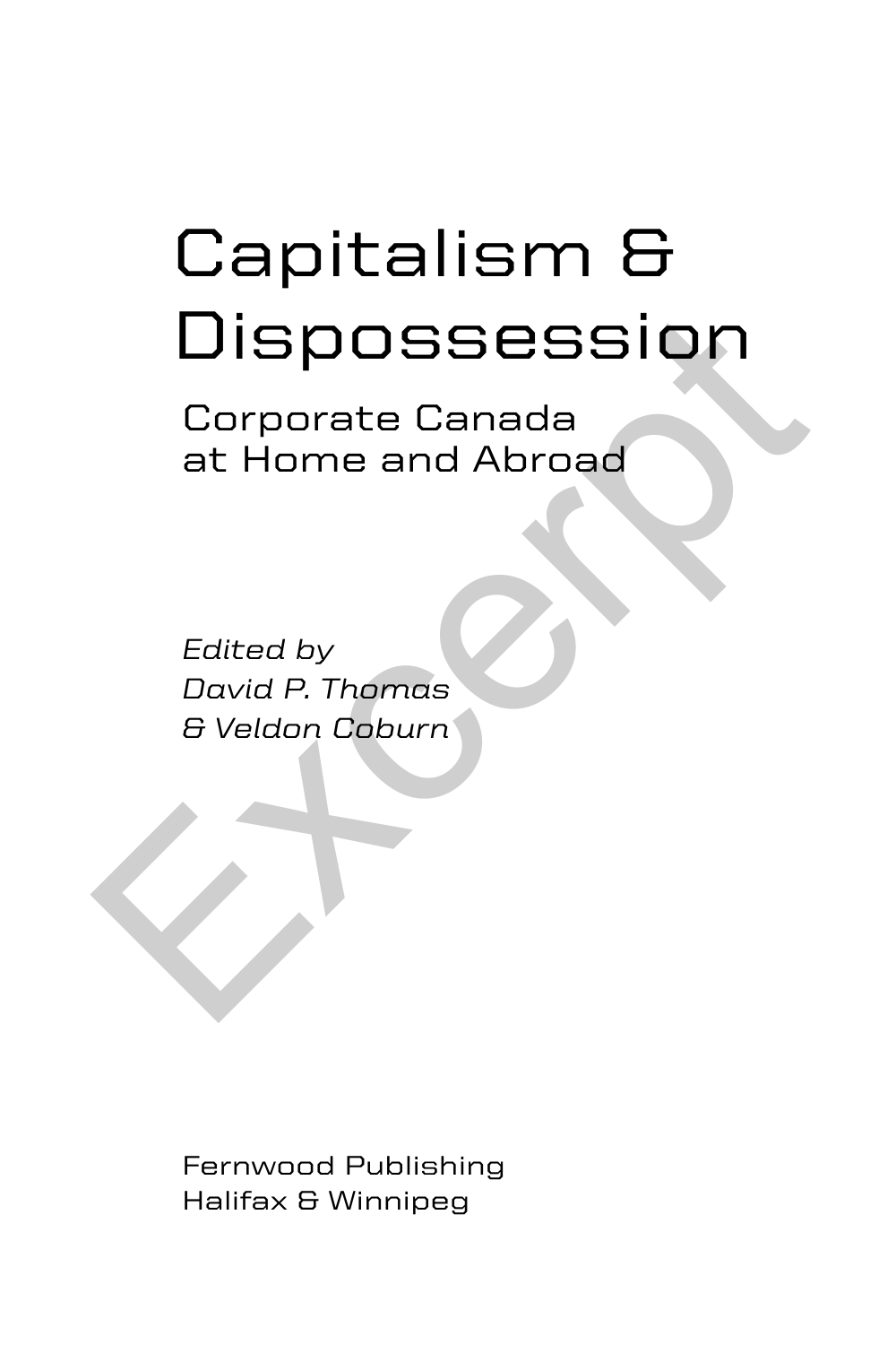# Capitalism & Dispossession

## Corporate Canada at Home and Abroad

*Edited by*
*David P. Thomas*
*& Veldon Coburn*

Fernwood Publishing
Halifax & Winnipeg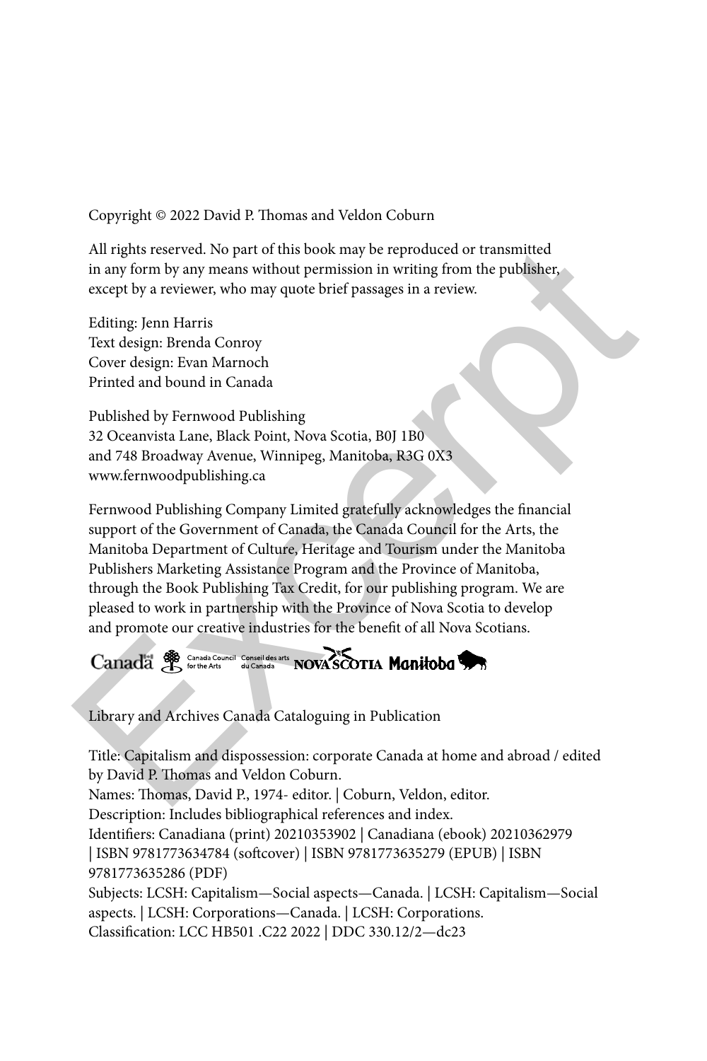Copyright © 2022 David P. Thomas and Veldon Coburn

All rights reserved. No part of this book may be reproduced or transmitted in any form by any means without permission in writing from the publisher, except by a reviewer, who may quote brief passages in a review.

Editing: Jenn Harris
Text design: Brenda Conroy
Cover design: Evan Marnoch
Printed and bound in Canada

Published by Fernwood Publishing
32 Oceanvista Lane, Black Point, Nova Scotia, B0J 1B0
and 748 Broadway Avenue, Winnipeg, Manitoba, R3G 0X3
www.fernwoodpublishing.ca

Fernwood Publishing Company Limited gratefully acknowledges the financial support of the Government of Canada, the Canada Council for the Arts, the Manitoba Department of Culture, Heritage and Tourism under the Manitoba Publishers Marketing Assistance Program and the Province of Manitoba, through the Book Publishing Tax Credit, for our publishing program. We are pleased to work in partnership with the Province of Nova Scotia to develop and promote our creative industries for the benefit of all Nova Scotians.

Library and Archives Canada Cataloguing in Publication

Title: Capitalism and dispossession: corporate Canada at home and abroad / edited by David P. Thomas and Veldon Coburn.
Names: Thomas, David P., 1974- editor. | Coburn, Veldon, editor.
Description: Includes bibliographical references and index.
Identifiers: Canadiana (print) 20210353902 | Canadiana (ebook) 20210362979 | ISBN 9781773634784 (softcover) | ISBN 9781773635279 (EPUB) | ISBN 9781773635286 (PDF)
Subjects: LCSH: Capitalism—Social aspects—Canada. | LCSH: Capitalism—Social aspects. | LCSH: Corporations—Canada. | LCSH: Corporations.
Classification: LCC HB501 .C22 2022 | DDC 330.12/2—dc23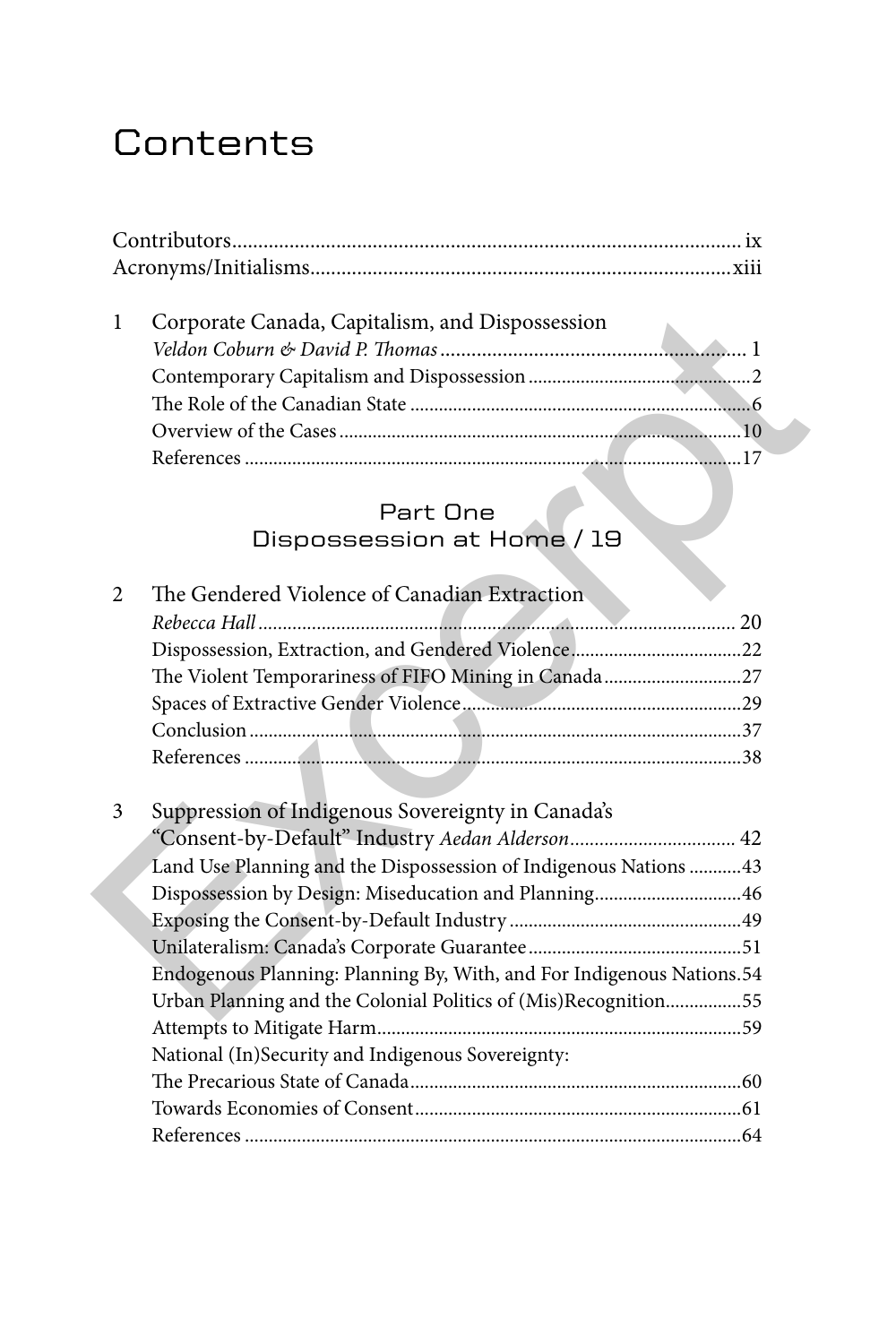# Contents

Contributors ix
Acronyms/Initialisms xiii

1 Corporate Canada, Capitalism, and Dispossession
*Veldon Coburn & David P. Thomas* 1
Contemporary Capitalism and Dispossession 2
The Role of the Canadian State 6
Overview of the Cases 10
References 17

## Part One
## Dispossession at Home / 19

2 The Gendered Violence of Canadian Extraction
*Rebecca Hall* 20
Dispossession, Extraction, and Gendered Violence 22
The Violent Temporariness of FIFO Mining in Canada 27
Spaces of Extractive Gender Violence 29
Conclusion 37
References 38

3 Suppression of Indigenous Sovereignty in Canada's "Consent-by-Default" Industry *Aedan Alderson* 42
Land Use Planning and the Dispossession of Indigenous Nations 43
Dispossession by Design: Miseducation and Planning 46
Exposing the Consent-by-Default Industry 49
Unilateralism: Canada's Corporate Guarantee 51
Endogenous Planning: Planning By, With, and For Indigenous Nations 54
Urban Planning and the Colonial Politics of (Mis)Recognition 55
Attempts to Mitigate Harm 59
National (In)Security and Indigenous Sovereignty: The Precarious State of Canada 60
Towards Economies of Consent 61
References 64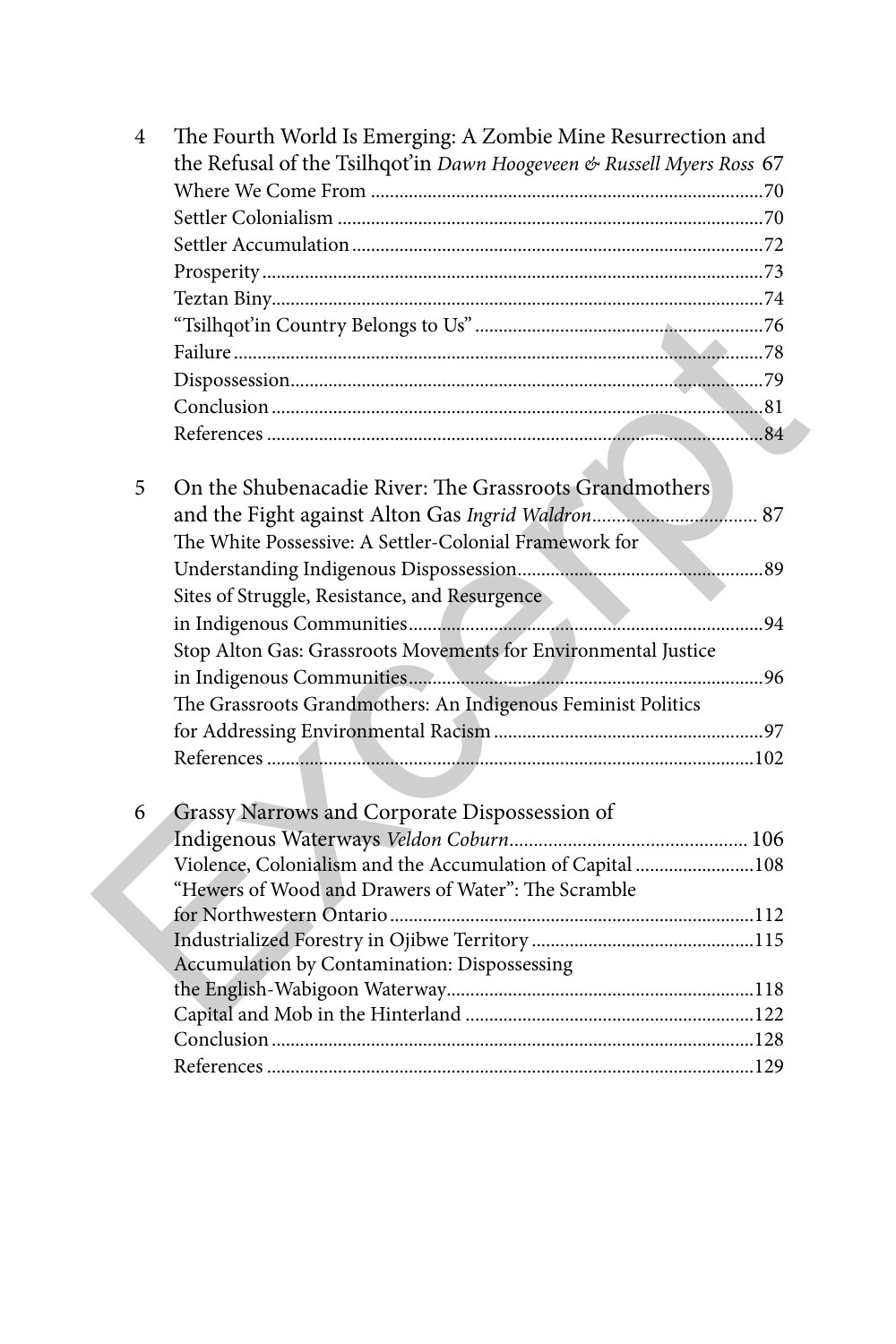4 The Fourth World Is Emerging: A Zombie Mine Resurrection and the Refusal of the Tsilhqot'in *Dawn Hoogeveen & Russell Myers Ross* 67

- Where We Come From ... 70
- Settler Colonialism ... 70
- Settler Accumulation ... 72
- Prosperity ... 73
- Teztan Biny ... 74
- "Tsilhqot'in Country Belongs to Us" ... 76
- Failure ... 78
- Dispossession ... 79
- Conclusion ... 81
- References ... 84

5 On the Shubenacadie River: The Grassroots Grandmothers and the Fight against Alton Gas *Ingrid Waldron* ... 87

- The White Possessive: A Settler-Colonial Framework for Understanding Indigenous Dispossession ... 89
- Sites of Struggle, Resistance, and Resurgence in Indigenous Communities ... 94
- Stop Alton Gas: Grassroots Movements for Environmental Justice in Indigenous Communities ... 96
- The Grassroots Grandmothers: An Indigenous Feminist Politics for Addressing Environmental Racism ... 97
- References ... 102

6 Grassy Narrows and Corporate Dispossession of Indigenous Waterways *Veldon Coburn* ... 106

- Violence, Colonialism and the Accumulation of Capital ... 108
- "Hewers of Wood and Drawers of Water": The Scramble for Northwestern Ontario ... 112
- Industrialized Forestry in Ojibwe Territory ... 115
- Accumulation by Contamination: Dispossessing the English-Wabigoon Waterway ... 118
- Capital and Mob in the Hinterland ... 122
- Conclusion ... 128
- References ... 129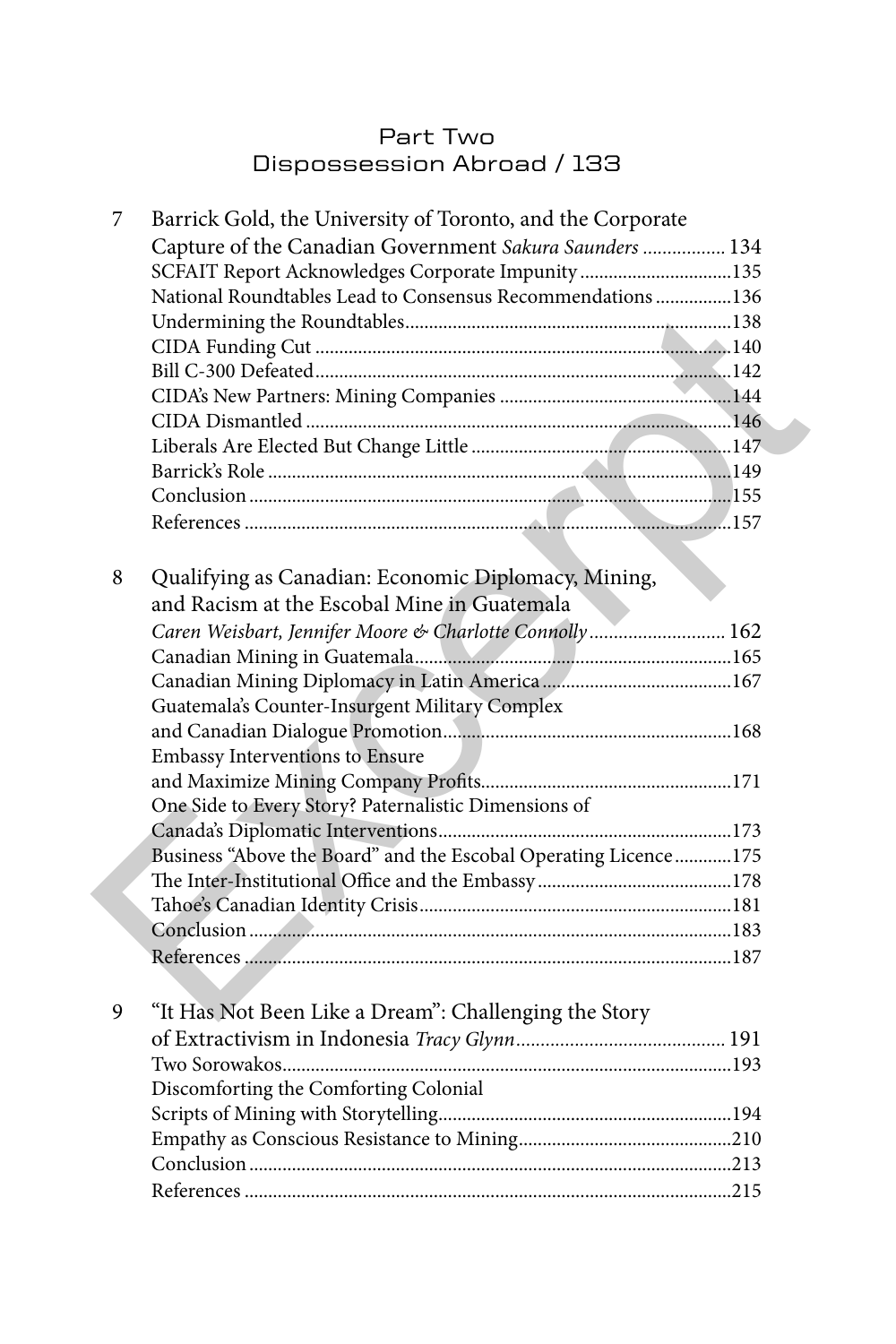## Part Two
## Dispossession Abroad / 133

7 Barrick Gold, the University of Toronto, and the Corporate Capture of the Canadian Government *Sakura Saunders* ................. 134
- SCFAIT Report Acknowledges Corporate Impunity ................................135
- National Roundtables Lead to Consensus Recommendations ................136
- Undermining the Roundtables.....................................................................138
- CIDA Funding Cut .......................................................................................140
- Bill C-300 Defeated.......................................................................................142
- CIDA's New Partners: Mining Companies .................................................144
- CIDA Dismantled ..........................................................................................146
- Liberals Are Elected But Change Little .......................................................147
- Barrick's Role .................................................................................................149
- Conclusion .....................................................................................................155
- References ......................................................................................................157

8 Qualifying as Canadian: Economic Diplomacy, Mining, and Racism at the Escobal Mine in Guatemala *Caren Weisbart, Jennifer Moore & Charlotte Connolly* ........................... 162
- Canadian Mining in Guatemala...................................................................165
- Canadian Mining Diplomacy in Latin America........................................167
- Guatemala's Counter-Insurgent Military Complex and Canadian Dialogue Promotion.............................................................168
- Embassy Interventions to Ensure and Maximize Mining Company Profits.....................................................171
- One Side to Every Story? Paternalistic Dimensions of Canada's Diplomatic Interventions..............................................................173
- Business "Above the Board" and the Escobal Operating Licence ............175
- The Inter-Institutional Office and the Embassy .........................................178
- Tahoe's Canadian Identity Crisis..................................................................181
- Conclusion .....................................................................................................183
- References ......................................................................................................187

9 "It Has Not Been Like a Dream": Challenging the Story of Extractivism in Indonesia *Tracy Glynn*........................................... 191
- Two Sorowakos..............................................................................................193
- Discomforting the Comforting Colonial Scripts of Mining with Storytelling.............................................................194
- Empathy as Conscious Resistance to Mining............................................210
- Conclusion .....................................................................................................213
- References ......................................................................................................215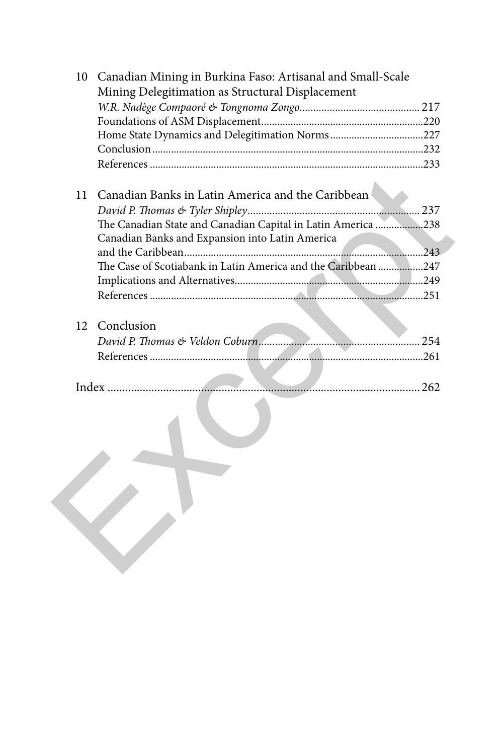10 Canadian Mining in Burkina Faso: Artisanal and Small-Scale Mining Delegitimation as Structural Displacement

*W.R. Nadège Compaoré & Tongnoma Zongo* ........ 217

Foundations of ASM Displacement ........ 220

Home State Dynamics and Delegitimation Norms ........ 227

Conclusion ........ 232

References ........ 233

11 Canadian Banks in Latin America and the Caribbean

*David P. Thomas & Tyler Shipley* ........ 237

The Canadian State and Canadian Capital in Latin America ........ 238

Canadian Banks and Expansion into Latin America and the Caribbean ........ 243

The Case of Scotiabank in Latin America and the Caribbean ........ 247

Implications and Alternatives ........ 249

References ........ 251

12 Conclusion

*David P. Thomas & Veldon Coburn* ........ 254

References ........ 261

Index ........ 262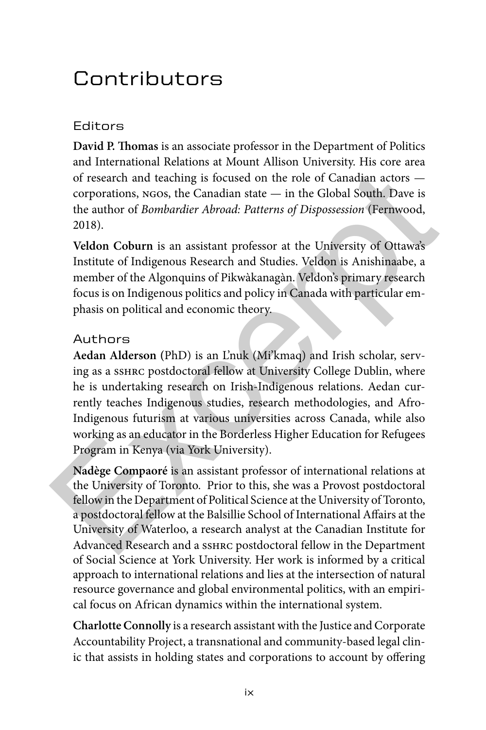# Contributors

## Editors

**David P. Thomas** is an associate professor in the Department of Politics and International Relations at Mount Allison University. His core area of research and teaching is focused on the role of Canadian actors — corporations, NGOs, the Canadian state — in the Global South. Dave is the author of *Bombardier Abroad: Patterns of Dispossession* (Fernwood, 2018).

**Veldon Coburn** is an assistant professor at the University of Ottawa's Institute of Indigenous Research and Studies. Veldon is Anishinaabe, a member of the Algonquins of Pikwàkanagàn. Veldon's primary research focus is on Indigenous politics and policy in Canada with particular emphasis on political and economic theory.

## Authors

**Aedan Alderson** (PhD) is an L'nuk (Mi'kmaq) and Irish scholar, serving as a SSHRC postdoctoral fellow at University College Dublin, where he is undertaking research on Irish-Indigenous relations. Aedan currently teaches Indigenous studies, research methodologies, and Afro-Indigenous futurism at various universities across Canada, while also working as an educator in the Borderless Higher Education for Refugees Program in Kenya (via York University).

**Nadège Compaoré** is an assistant professor of international relations at the University of Toronto. Prior to this, she was a Provost postdoctoral fellow in the Department of Political Science at the University of Toronto, a postdoctoral fellow at the Balsillie School of International Affairs at the University of Waterloo, a research analyst at the Canadian Institute for Advanced Research and a SSHRC postdoctoral fellow in the Department of Social Science at York University. Her work is informed by a critical approach to international relations and lies at the intersection of natural resource governance and global environmental politics, with an empirical focus on African dynamics within the international system.

**Charlotte Connolly** is a research assistant with the Justice and Corporate Accountability Project, a transnational and community-based legal clinic that assists in holding states and corporations to account by offering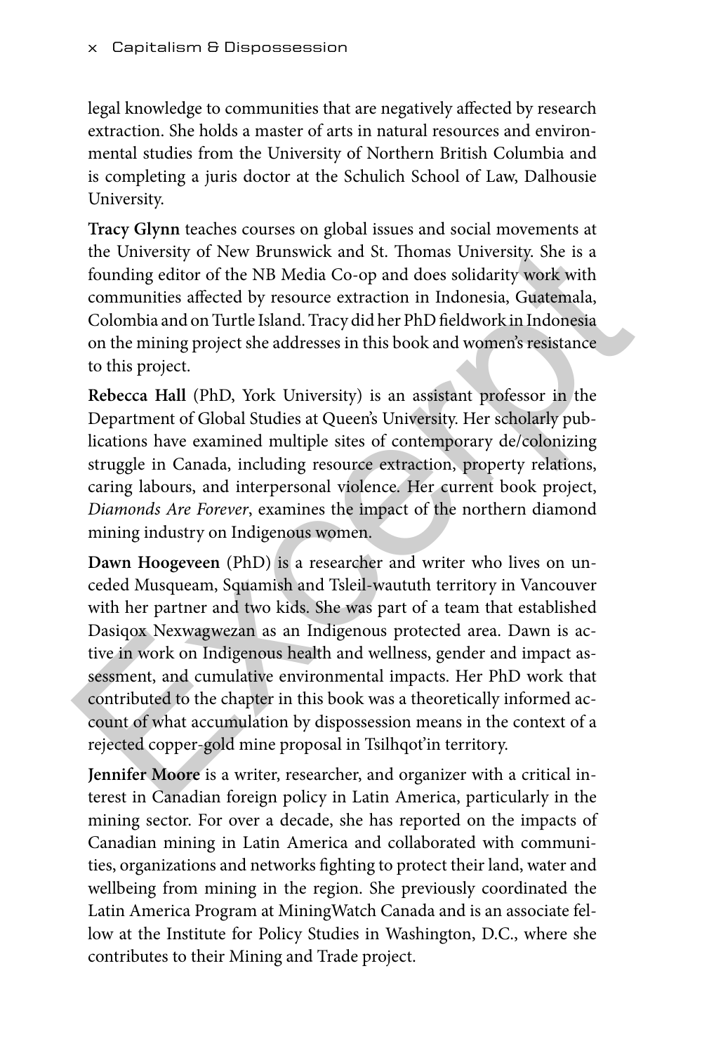legal knowledge to communities that are negatively affected by research extraction. She holds a master of arts in natural resources and environmental studies from the University of Northern British Columbia and is completing a juris doctor at the Schulich School of Law, Dalhousie University.

**Tracy Glynn** teaches courses on global issues and social movements at the University of New Brunswick and St. Thomas University. She is a founding editor of the NB Media Co-op and does solidarity work with communities affected by resource extraction in Indonesia, Guatemala, Colombia and on Turtle Island. Tracy did her PhD fieldwork in Indonesia on the mining project she addresses in this book and women's resistance to this project.

**Rebecca Hall** (PhD, York University) is an assistant professor in the Department of Global Studies at Queen's University. Her scholarly publications have examined multiple sites of contemporary de/colonizing struggle in Canada, including resource extraction, property relations, caring labours, and interpersonal violence. Her current book project, *Diamonds Are Forever*, examines the impact of the northern diamond mining industry on Indigenous women.

**Dawn Hoogeveen** (PhD) is a researcher and writer who lives on unceded Musqueam, Squamish and Tsleil-waututh territory in Vancouver with her partner and two kids. She was part of a team that established Dasiqox Nexwagwezan as an Indigenous protected area. Dawn is active in work on Indigenous health and wellness, gender and impact assessment, and cumulative environmental impacts. Her PhD work that contributed to the chapter in this book was a theoretically informed account of what accumulation by dispossession means in the context of a rejected copper-gold mine proposal in Tsilhqot'in territory.

**Jennifer Moore** is a writer, researcher, and organizer with a critical interest in Canadian foreign policy in Latin America, particularly in the mining sector. For over a decade, she has reported on the impacts of Canadian mining in Latin America and collaborated with communities, organizations and networks fighting to protect their land, water and wellbeing from mining in the region. She previously coordinated the Latin America Program at MiningWatch Canada and is an associate fellow at the Institute for Policy Studies in Washington, D.C., where she contributes to their Mining and Trade project.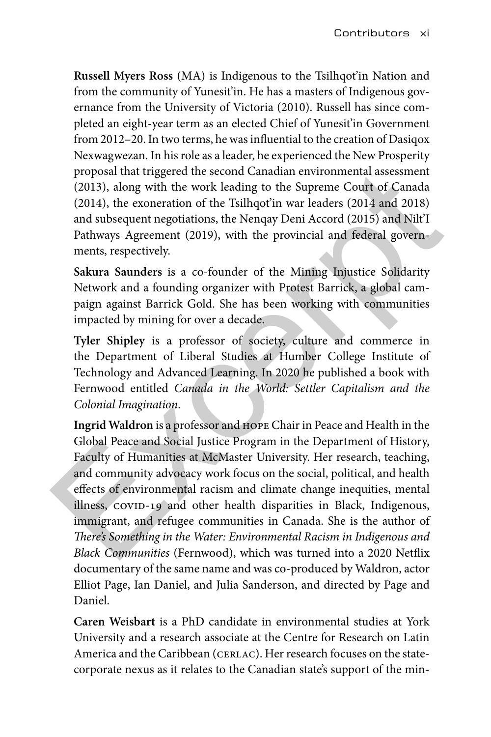**Russell Myers Ross** (MA) is Indigenous to the Tsilhqot'in Nation and from the community of Yunesit'in. He has a masters of Indigenous governance from the University of Victoria (2010). Russell has since completed an eight-year term as an elected Chief of Yunesit'in Government from 2012–20. In two terms, he was influential to the creation of Dasiqox Nexwagwezan. In his role as a leader, he experienced the New Prosperity proposal that triggered the second Canadian environmental assessment (2013), along with the work leading to the Supreme Court of Canada (2014), the exoneration of the Tsilhqot'in war leaders (2014 and 2018) and subsequent negotiations, the Nenqay Deni Accord (2015) and Nilt'I Pathways Agreement (2019), with the provincial and federal governments, respectively.

**Sakura Saunders** is a co-founder of the Mining Injustice Solidarity Network and a founding organizer with Protest Barrick, a global campaign against Barrick Gold. She has been working with communities impacted by mining for over a decade.

**Tyler Shipley** is a professor of society, culture and commerce in the Department of Liberal Studies at Humber College Institute of Technology and Advanced Learning. In 2020 he published a book with Fernwood entitled *Canada in the World: Settler Capitalism and the Colonial Imagination*.

**Ingrid Waldron** is a professor and HOPE Chair in Peace and Health in the Global Peace and Social Justice Program in the Department of History, Faculty of Humanities at McMaster University. Her research, teaching, and community advocacy work focus on the social, political, and health effects of environmental racism and climate change inequities, mental illness, COVID-19 and other health disparities in Black, Indigenous, immigrant, and refugee communities in Canada. She is the author of *There's Something in the Water: Environmental Racism in Indigenous and Black Communities* (Fernwood), which was turned into a 2020 Netflix documentary of the same name and was co-produced by Waldron, actor Elliot Page, Ian Daniel, and Julia Sanderson, and directed by Page and Daniel.

**Caren Weisbart** is a PhD candidate in environmental studies at York University and a research associate at the Centre for Research on Latin America and the Caribbean (CERLAC). Her research focuses on the state-corporate nexus as it relates to the Canadian state's support of the min-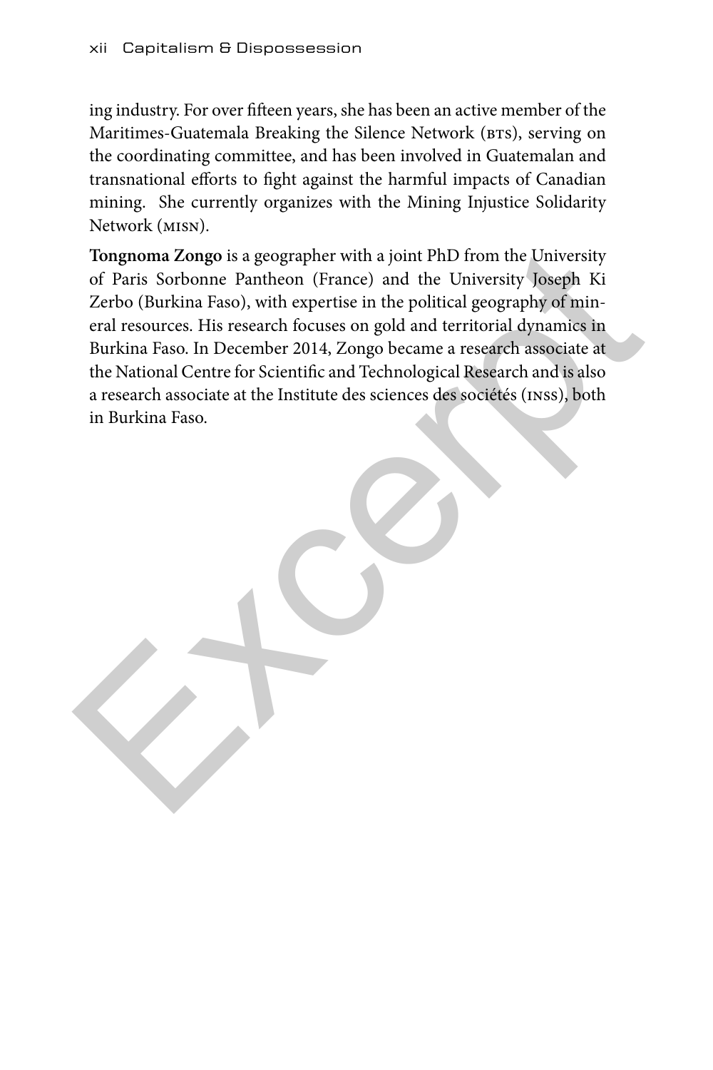ing industry. For over fifteen years, she has been an active member of the Maritimes-Guatemala Breaking the Silence Network (BTS), serving on the coordinating committee, and has been involved in Guatemalan and transnational efforts to fight against the harmful impacts of Canadian mining. She currently organizes with the Mining Injustice Solidarity Network (MISN).

**Tongnoma Zongo** is a geographer with a joint PhD from the University of Paris Sorbonne Pantheon (France) and the University Joseph Ki Zerbo (Burkina Faso), with expertise in the political geography of mineral resources. His research focuses on gold and territorial dynamics in Burkina Faso. In December 2014, Zongo became a research associate at the National Centre for Scientific and Technological Research and is also a research associate at the Institute des sciences des sociétés (INSS), both in Burkina Faso.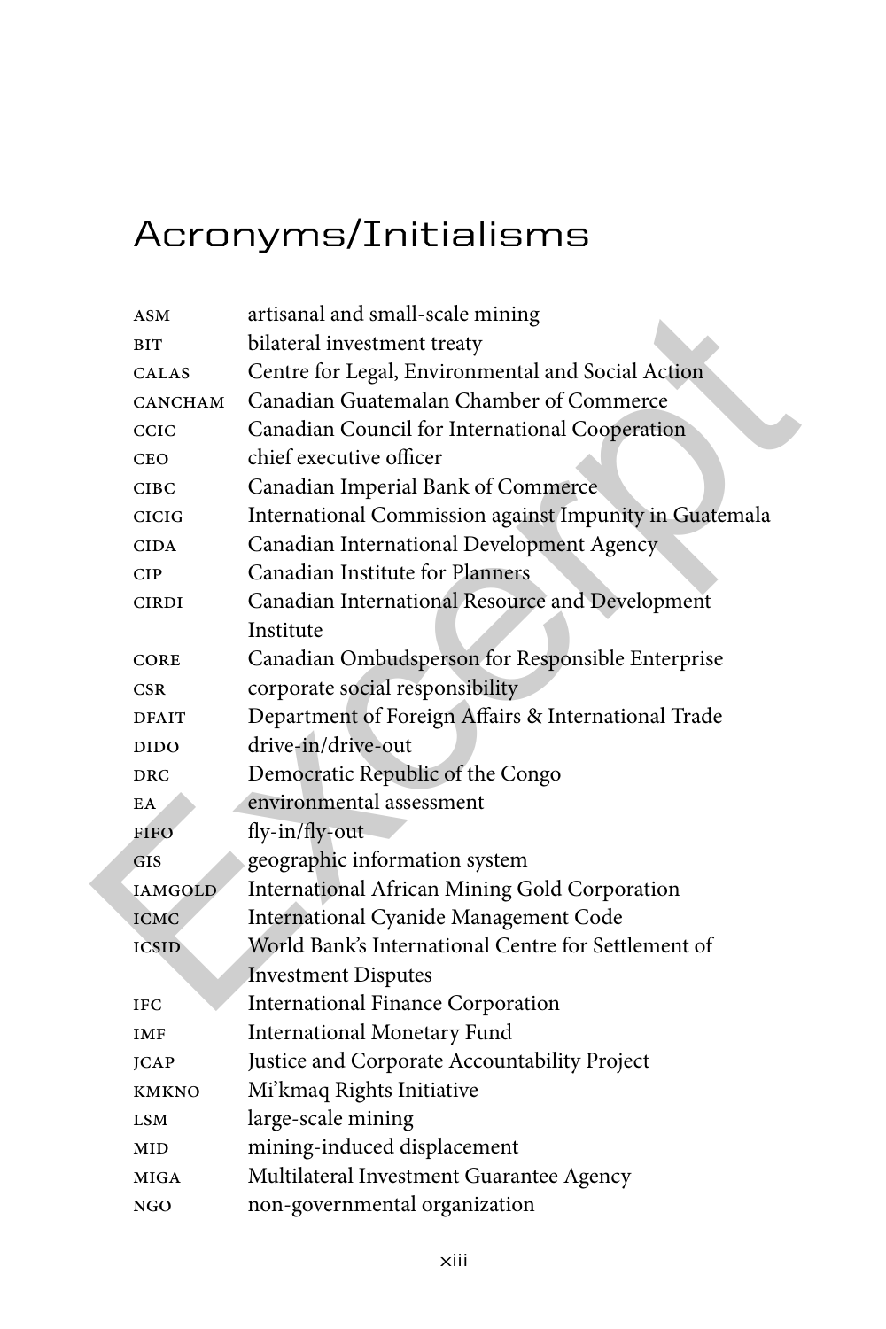# Acronyms/Initialisms

| | |
|---|---|
| ASM | artisanal and small-scale mining |
| BIT | bilateral investment treaty |
| CALAS | Centre for Legal, Environmental and Social Action |
| CANCHAM | Canadian Guatemalan Chamber of Commerce |
| CCIC | Canadian Council for International Cooperation |
| CEO | chief executive officer |
| CIBC | Canadian Imperial Bank of Commerce |
| CICIG | International Commission against Impunity in Guatemala |
| CIDA | Canadian International Development Agency |
| CIP | Canadian Institute for Planners |
| CIRDI | Canadian International Resource and Development Institute |
| CORE | Canadian Ombudsperson for Responsible Enterprise |
| CSR | corporate social responsibility |
| DFAIT | Department of Foreign Affairs & International Trade |
| DIDO | drive-in/drive-out |
| DRC | Democratic Republic of the Congo |
| EA | environmental assessment |
| FIFO | fly-in/fly-out |
| GIS | geographic information system |
| IAMGOLD | International African Mining Gold Corporation |
| ICMC | International Cyanide Management Code |
| ICSID | World Bank's International Centre for Settlement of Investment Disputes |
| IFC | International Finance Corporation |
| IMF | International Monetary Fund |
| JCAP | Justice and Corporate Accountability Project |
| KMKNO | Mi'kmaq Rights Initiative |
| LSM | large-scale mining |
| MID | mining-induced displacement |
| MIGA | Multilateral Investment Guarantee Agency |
| NGO | non-governmental organization |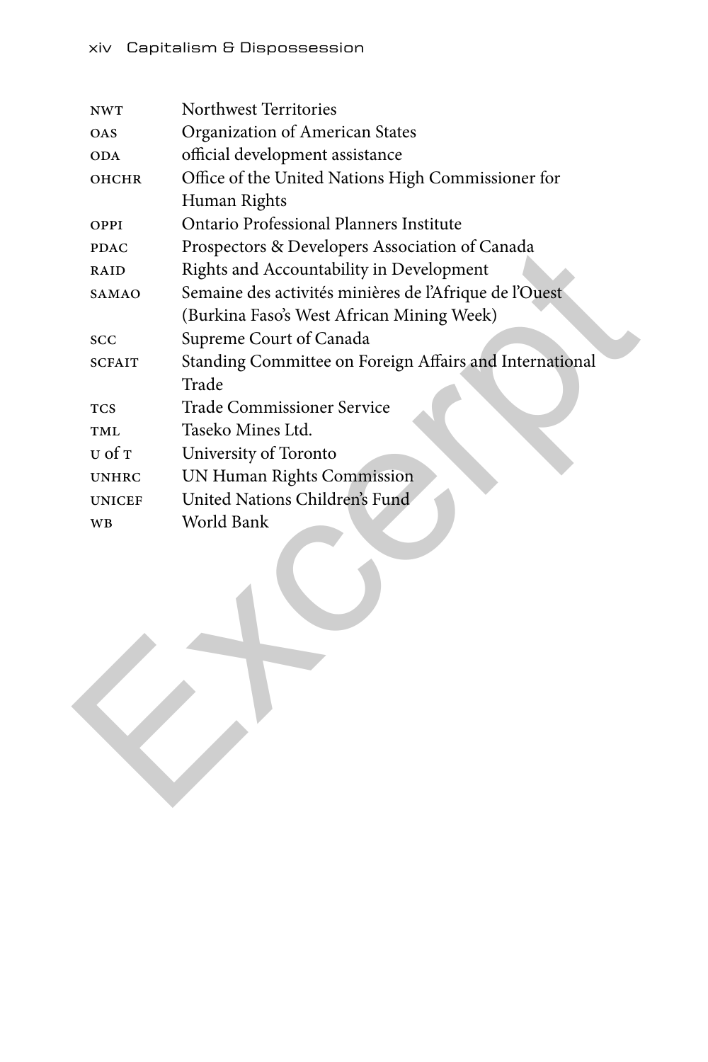| | |
|---|---|
| NWT | Northwest Territories |
| OAS | Organization of American States |
| ODA | official development assistance |
| OHCHR | Office of the United Nations High Commissioner for Human Rights |
| OPPI | Ontario Professional Planners Institute |
| PDAC | Prospectors & Developers Association of Canada |
| RAID | Rights and Accountability in Development |
| SAMAO | Semaine des activités minières de l'Afrique de l'Ouest (Burkina Faso's West African Mining Week) |
| SCC | Supreme Court of Canada |
| SCFAIT | Standing Committee on Foreign Affairs and International Trade |
| TCS | Trade Commissioner Service |
| TML | Taseko Mines Ltd. |
| U of T | University of Toronto |
| UNHRC | UN Human Rights Commission |
| UNICEF | United Nations Children's Fund |
| WB | World Bank |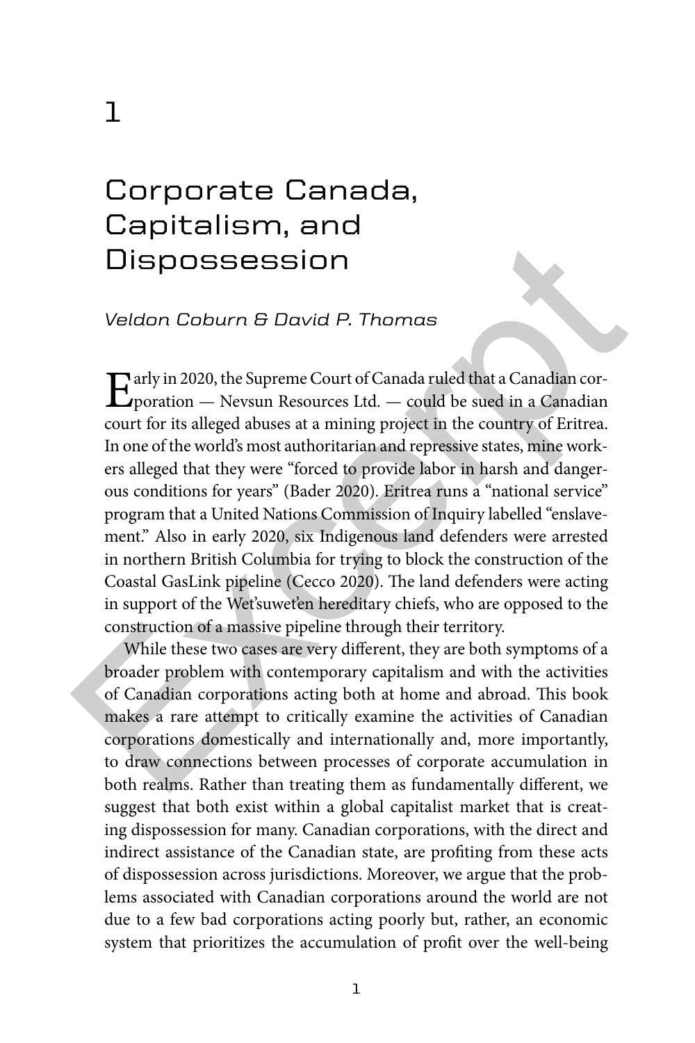# 1

# Corporate Canada, Capitalism, and Dispossession

*Veldon Coburn & David P. Thomas*

Early in 2020, the Supreme Court of Canada ruled that a Canadian corporation — Nevsun Resources Ltd. — could be sued in a Canadian court for its alleged abuses at a mining project in the country of Eritrea. In one of the world's most authoritarian and repressive states, mine workers alleged that they were "forced to provide labor in harsh and dangerous conditions for years" (Bader 2020). Eritrea runs a "national service" program that a United Nations Commission of Inquiry labelled "enslavement." Also in early 2020, six Indigenous land defenders were arrested in northern British Columbia for trying to block the construction of the Coastal GasLink pipeline (Cecco 2020). The land defenders were acting in support of the Wet'suwet'en hereditary chiefs, who are opposed to the construction of a massive pipeline through their territory.

While these two cases are very different, they are both symptoms of a broader problem with contemporary capitalism and with the activities of Canadian corporations acting both at home and abroad. This book makes a rare attempt to critically examine the activities of Canadian corporations domestically and internationally and, more importantly, to draw connections between processes of corporate accumulation in both realms. Rather than treating them as fundamentally different, we suggest that both exist within a global capitalist market that is creating dispossession for many. Canadian corporations, with the direct and indirect assistance of the Canadian state, are profiting from these acts of dispossession across jurisdictions. Moreover, we argue that the problems associated with Canadian corporations around the world are not due to a few bad corporations acting poorly but, rather, an economic system that prioritizes the accumulation of profit over the well-being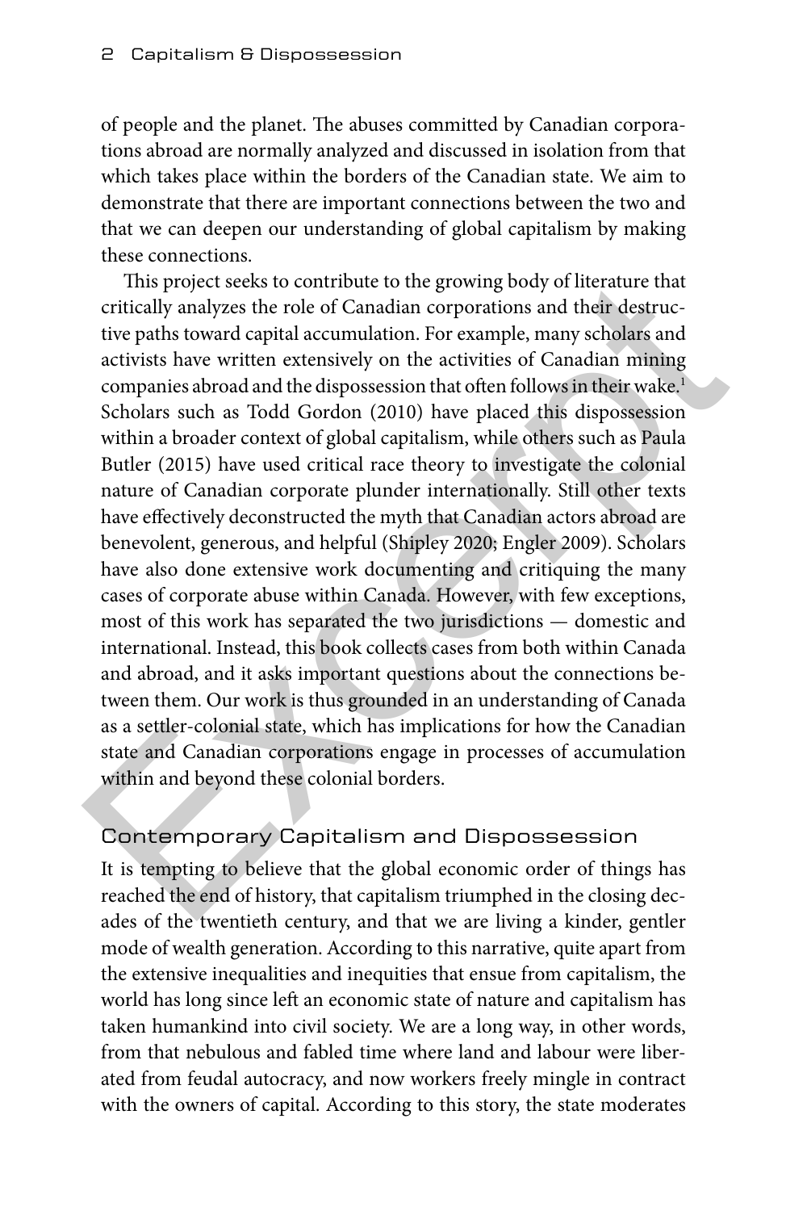of people and the planet. The abuses committed by Canadian corporations abroad are normally analyzed and discussed in isolation from that which takes place within the borders of the Canadian state. We aim to demonstrate that there are important connections between the two and that we can deepen our understanding of global capitalism by making these connections.

This project seeks to contribute to the growing body of literature that critically analyzes the role of Canadian corporations and their destructive paths toward capital accumulation. For example, many scholars and activists have written extensively on the activities of Canadian mining companies abroad and the dispossession that often follows in their wake.[1] Scholars such as Todd Gordon (2010) have placed this dispossession within a broader context of global capitalism, while others such as Paula Butler (2015) have used critical race theory to investigate the colonial nature of Canadian corporate plunder internationally. Still other texts have effectively deconstructed the myth that Canadian actors abroad are benevolent, generous, and helpful (Shipley 2020; Engler 2009). Scholars have also done extensive work documenting and critiquing the many cases of corporate abuse within Canada. However, with few exceptions, most of this work has separated the two jurisdictions — domestic and international. Instead, this book collects cases from both within Canada and abroad, and it asks important questions about the connections between them. Our work is thus grounded in an understanding of Canada as a settler-colonial state, which has implications for how the Canadian state and Canadian corporations engage in processes of accumulation within and beyond these colonial borders.

## Contemporary Capitalism and Dispossession

It is tempting to believe that the global economic order of things has reached the end of history, that capitalism triumphed in the closing decades of the twentieth century, and that we are living a kinder, gentler mode of wealth generation. According to this narrative, quite apart from the extensive inequalities and inequities that ensue from capitalism, the world has long since left an economic state of nature and capitalism has taken humankind into civil society. We are a long way, in other words, from that nebulous and fabled time where land and labour were liberated from feudal autocracy, and now workers freely mingle in contract with the owners of capital. According to this story, the state moderates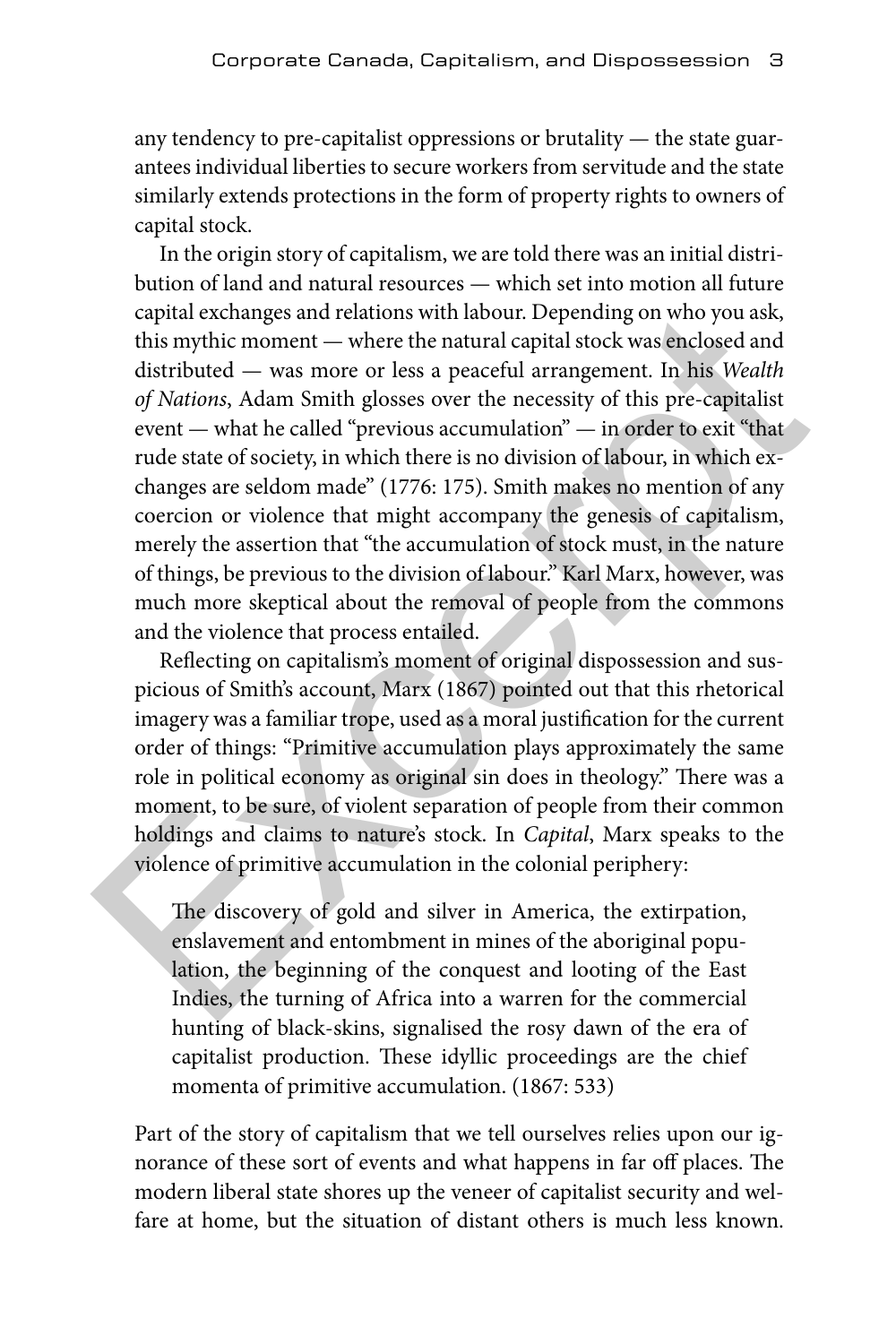any tendency to pre-capitalist oppressions or brutality — the state guarantees individual liberties to secure workers from servitude and the state similarly extends protections in the form of property rights to owners of capital stock.

In the origin story of capitalism, we are told there was an initial distribution of land and natural resources — which set into motion all future capital exchanges and relations with labour. Depending on who you ask, this mythic moment — where the natural capital stock was enclosed and distributed — was more or less a peaceful arrangement. In his *Wealth of Nations*, Adam Smith glosses over the necessity of this pre-capitalist event — what he called "previous accumulation" — in order to exit "that rude state of society, in which there is no division of labour, in which exchanges are seldom made" (1776: 175). Smith makes no mention of any coercion or violence that might accompany the genesis of capitalism, merely the assertion that "the accumulation of stock must, in the nature of things, be previous to the division of labour." Karl Marx, however, was much more skeptical about the removal of people from the commons and the violence that process entailed.

Reflecting on capitalism's moment of original dispossession and suspicious of Smith's account, Marx (1867) pointed out that this rhetorical imagery was a familiar trope, used as a moral justification for the current order of things: "Primitive accumulation plays approximately the same role in political economy as original sin does in theology." There was a moment, to be sure, of violent separation of people from their common holdings and claims to nature's stock. In *Capital*, Marx speaks to the violence of primitive accumulation in the colonial periphery:

> The discovery of gold and silver in America, the extirpation, enslavement and entombment in mines of the aboriginal population, the beginning of the conquest and looting of the East Indies, the turning of Africa into a warren for the commercial hunting of black-skins, signalised the rosy dawn of the era of capitalist production. These idyllic proceedings are the chief momenta of primitive accumulation. (1867: 533)

Part of the story of capitalism that we tell ourselves relies upon our ignorance of these sort of events and what happens in far off places. The modern liberal state shores up the veneer of capitalist security and welfare at home, but the situation of distant others is much less known.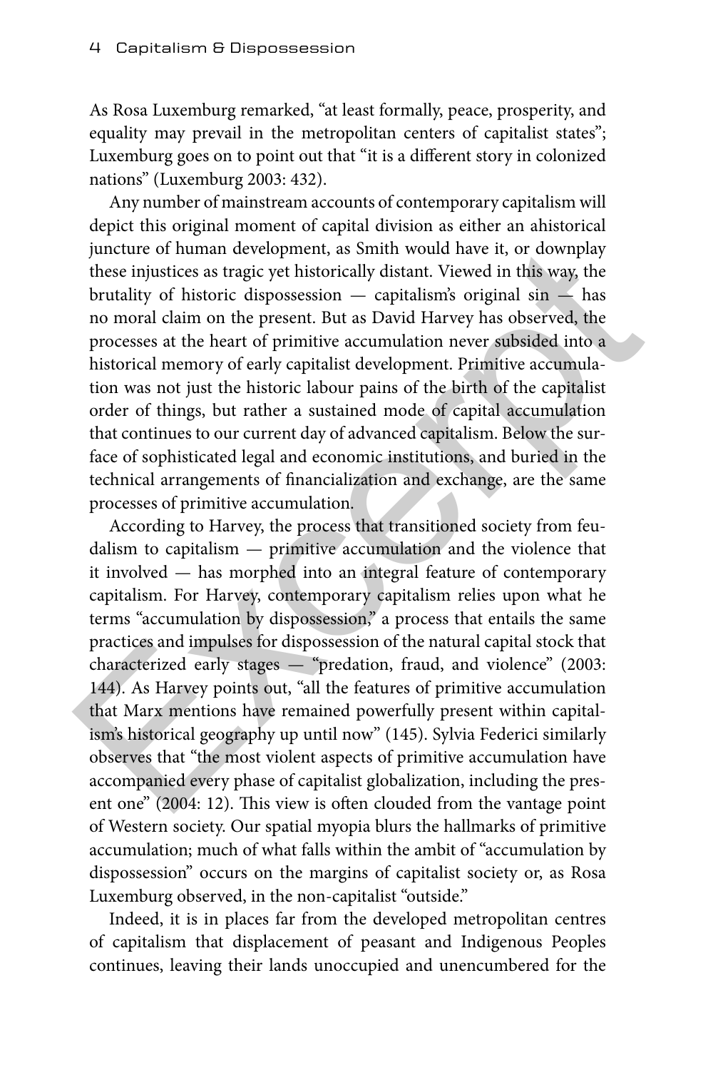As Rosa Luxemburg remarked, "at least formally, peace, prosperity, and equality may prevail in the metropolitan centers of capitalist states"; Luxemburg goes on to point out that "it is a different story in colonized nations" (Luxemburg 2003: 432).

Any number of mainstream accounts of contemporary capitalism will depict this original moment of capital division as either an ahistorical juncture of human development, as Smith would have it, or downplay these injustices as tragic yet historically distant. Viewed in this way, the brutality of historic dispossession — capitalism's original sin — has no moral claim on the present. But as David Harvey has observed, the processes at the heart of primitive accumulation never subsided into a historical memory of early capitalist development. Primitive accumulation was not just the historic labour pains of the birth of the capitalist order of things, but rather a sustained mode of capital accumulation that continues to our current day of advanced capitalism. Below the surface of sophisticated legal and economic institutions, and buried in the technical arrangements of financialization and exchange, are the same processes of primitive accumulation.

According to Harvey, the process that transitioned society from feudalism to capitalism — primitive accumulation and the violence that it involved — has morphed into an integral feature of contemporary capitalism. For Harvey, contemporary capitalism relies upon what he terms "accumulation by dispossession," a process that entails the same practices and impulses for dispossession of the natural capital stock that characterized early stages — "predation, fraud, and violence" (2003: 144). As Harvey points out, "all the features of primitive accumulation that Marx mentions have remained powerfully present within capitalism's historical geography up until now" (145). Sylvia Federici similarly observes that "the most violent aspects of primitive accumulation have accompanied every phase of capitalist globalization, including the present one" (2004: 12). This view is often clouded from the vantage point of Western society. Our spatial myopia blurs the hallmarks of primitive accumulation; much of what falls within the ambit of "accumulation by dispossession" occurs on the margins of capitalist society or, as Rosa Luxemburg observed, in the non-capitalist "outside."

Indeed, it is in places far from the developed metropolitan centres of capitalism that displacement of peasant and Indigenous Peoples continues, leaving their lands unoccupied and unencumbered for the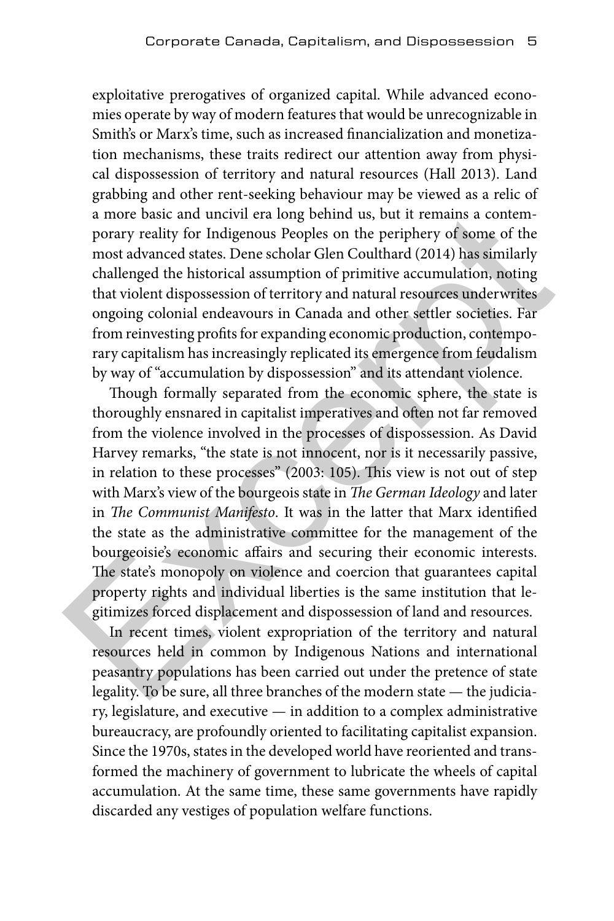exploitative prerogatives of organized capital. While advanced economies operate by way of modern features that would be unrecognizable in Smith's or Marx's time, such as increased financialization and monetization mechanisms, these traits redirect our attention away from physical dispossession of territory and natural resources (Hall 2013). Land grabbing and other rent-seeking behaviour may be viewed as a relic of a more basic and uncivil era long behind us, but it remains a contemporary reality for Indigenous Peoples on the periphery of some of the most advanced states. Dene scholar Glen Coulthard (2014) has similarly challenged the historical assumption of primitive accumulation, noting that violent dispossession of territory and natural resources underwrites ongoing colonial endeavours in Canada and other settler societies. Far from reinvesting profits for expanding economic production, contemporary capitalism has increasingly replicated its emergence from feudalism by way of "accumulation by dispossession" and its attendant violence.

Though formally separated from the economic sphere, the state is thoroughly ensnared in capitalist imperatives and often not far removed from the violence involved in the processes of dispossession. As David Harvey remarks, "the state is not innocent, nor is it necessarily passive, in relation to these processes" (2003: 105). This view is not out of step with Marx's view of the bourgeois state in *The German Ideology* and later in *The Communist Manifesto*. It was in the latter that Marx identified the state as the administrative committee for the management of the bourgeoisie's economic affairs and securing their economic interests. The state's monopoly on violence and coercion that guarantees capital property rights and individual liberties is the same institution that legitimizes forced displacement and dispossession of land and resources.

In recent times, violent expropriation of the territory and natural resources held in common by Indigenous Nations and international peasantry populations has been carried out under the pretence of state legality. To be sure, all three branches of the modern state — the judiciary, legislature, and executive — in addition to a complex administrative bureaucracy, are profoundly oriented to facilitating capitalist expansion. Since the 1970s, states in the developed world have reoriented and transformed the machinery of government to lubricate the wheels of capital accumulation. At the same time, these same governments have rapidly discarded any vestiges of population welfare functions.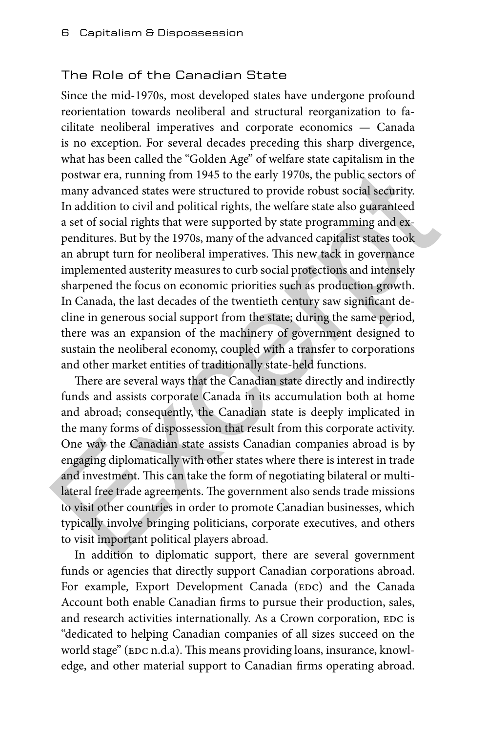## The Role of the Canadian State

Since the mid-1970s, most developed states have undergone profound reorientation towards neoliberal and structural reorganization to facilitate neoliberal imperatives and corporate economics — Canada is no exception. For several decades preceding this sharp divergence, what has been called the "Golden Age" of welfare state capitalism in the postwar era, running from 1945 to the early 1970s, the public sectors of many advanced states were structured to provide robust social security. In addition to civil and political rights, the welfare state also guaranteed a set of social rights that were supported by state programming and expenditures. But by the 1970s, many of the advanced capitalist states took an abrupt turn for neoliberal imperatives. This new tack in governance implemented austerity measures to curb social protections and intensely sharpened the focus on economic priorities such as production growth. In Canada, the last decades of the twentieth century saw significant decline in generous social support from the state; during the same period, there was an expansion of the machinery of government designed to sustain the neoliberal economy, coupled with a transfer to corporations and other market entities of traditionally state-held functions.

There are several ways that the Canadian state directly and indirectly funds and assists corporate Canada in its accumulation both at home and abroad; consequently, the Canadian state is deeply implicated in the many forms of dispossession that result from this corporate activity. One way the Canadian state assists Canadian companies abroad is by engaging diplomatically with other states where there is interest in trade and investment. This can take the form of negotiating bilateral or multilateral free trade agreements. The government also sends trade missions to visit other countries in order to promote Canadian businesses, which typically involve bringing politicians, corporate executives, and others to visit important political players abroad.

In addition to diplomatic support, there are several government funds or agencies that directly support Canadian corporations abroad. For example, Export Development Canada (EDC) and the Canada Account both enable Canadian firms to pursue their production, sales, and research activities internationally. As a Crown corporation, EDC is "dedicated to helping Canadian companies of all sizes succeed on the world stage" (EDC n.d.a). This means providing loans, insurance, knowledge, and other material support to Canadian firms operating abroad.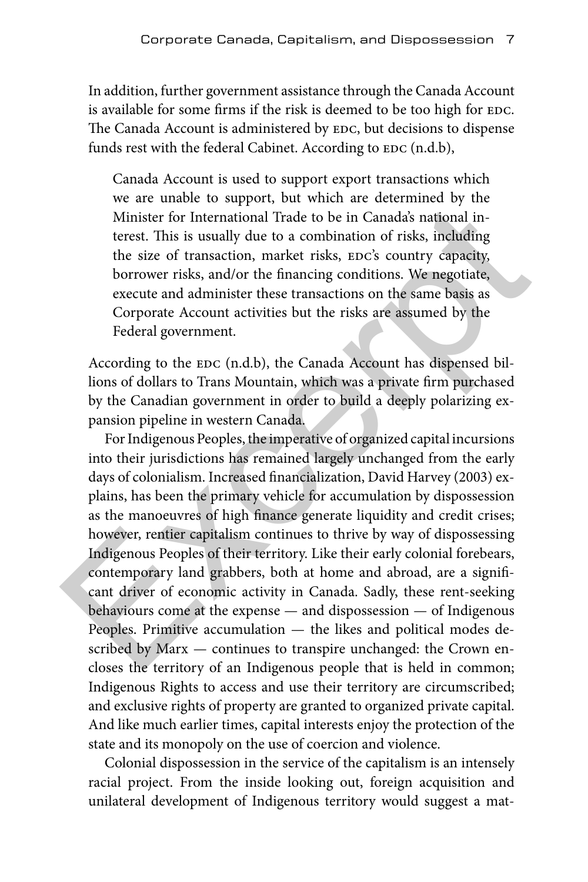In addition, further government assistance through the Canada Account is available for some firms if the risk is deemed to be too high for EDC. The Canada Account is administered by EDC, but decisions to dispense funds rest with the federal Cabinet. According to EDC (n.d.b),

> Canada Account is used to support export transactions which we are unable to support, but which are determined by the Minister for International Trade to be in Canada's national interest. This is usually due to a combination of risks, including the size of transaction, market risks, EDC's country capacity, borrower risks, and/or the financing conditions. We negotiate, execute and administer these transactions on the same basis as Corporate Account activities but the risks are assumed by the Federal government.

According to the EDC (n.d.b), the Canada Account has dispensed billions of dollars to Trans Mountain, which was a private firm purchased by the Canadian government in order to build a deeply polarizing expansion pipeline in western Canada.

For Indigenous Peoples, the imperative of organized capital incursions into their jurisdictions has remained largely unchanged from the early days of colonialism. Increased financialization, David Harvey (2003) explains, has been the primary vehicle for accumulation by dispossession as the manoeuvres of high finance generate liquidity and credit crises; however, rentier capitalism continues to thrive by way of dispossessing Indigenous Peoples of their territory. Like their early colonial forebears, contemporary land grabbers, both at home and abroad, are a significant driver of economic activity in Canada. Sadly, these rent-seeking behaviours come at the expense — and dispossession — of Indigenous Peoples. Primitive accumulation — the likes and political modes described by Marx — continues to transpire unchanged: the Crown encloses the territory of an Indigenous people that is held in common; Indigenous Rights to access and use their territory are circumscribed; and exclusive rights of property are granted to organized private capital. And like much earlier times, capital interests enjoy the protection of the state and its monopoly on the use of coercion and violence.

Colonial dispossession in the service of the capitalism is an intensely racial project. From the inside looking out, foreign acquisition and unilateral development of Indigenous territory would suggest a mat-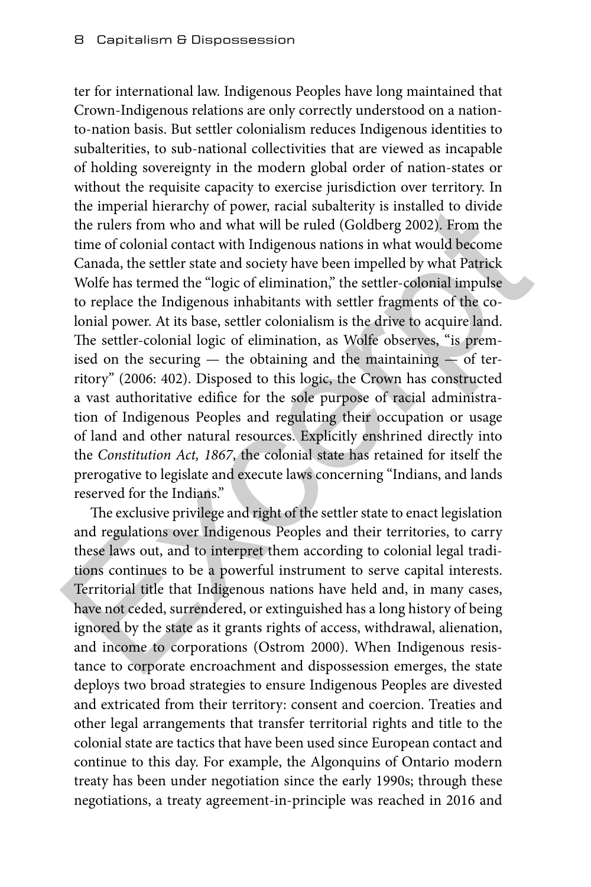ter for international law. Indigenous Peoples have long maintained that Crown-Indigenous relations are only correctly understood on a nation-to-nation basis. But settler colonialism reduces Indigenous identities to subalterities, to sub-national collectivities that are viewed as incapable of holding sovereignty in the modern global order of nation-states or without the requisite capacity to exercise jurisdiction over territory. In the imperial hierarchy of power, racial subalterity is installed to divide the rulers from who and what will be ruled (Goldberg 2002). From the time of colonial contact with Indigenous nations in what would become Canada, the settler state and society have been impelled by what Patrick Wolfe has termed the "logic of elimination," the settler-colonial impulse to replace the Indigenous inhabitants with settler fragments of the colonial power. At its base, settler colonialism is the drive to acquire land. The settler-colonial logic of elimination, as Wolfe observes, "is premised on the securing — the obtaining and the maintaining — of territory" (2006: 402). Disposed to this logic, the Crown has constructed a vast authoritative edifice for the sole purpose of racial administration of Indigenous Peoples and regulating their occupation or usage of land and other natural resources. Explicitly enshrined directly into the *Constitution Act, 1867*, the colonial state has retained for itself the prerogative to legislate and execute laws concerning "Indians, and lands reserved for the Indians."

The exclusive privilege and right of the settler state to enact legislation and regulations over Indigenous Peoples and their territories, to carry these laws out, and to interpret them according to colonial legal traditions continues to be a powerful instrument to serve capital interests. Territorial title that Indigenous nations have held and, in many cases, have not ceded, surrendered, or extinguished has a long history of being ignored by the state as it grants rights of access, withdrawal, alienation, and income to corporations (Ostrom 2000). When Indigenous resistance to corporate encroachment and dispossession emerges, the state deploys two broad strategies to ensure Indigenous Peoples are divested and extricated from their territory: consent and coercion. Treaties and other legal arrangements that transfer territorial rights and title to the colonial state are tactics that have been used since European contact and continue to this day. For example, the Algonquins of Ontario modern treaty has been under negotiation since the early 1990s; through these negotiations, a treaty agreement-in-principle was reached in 2016 and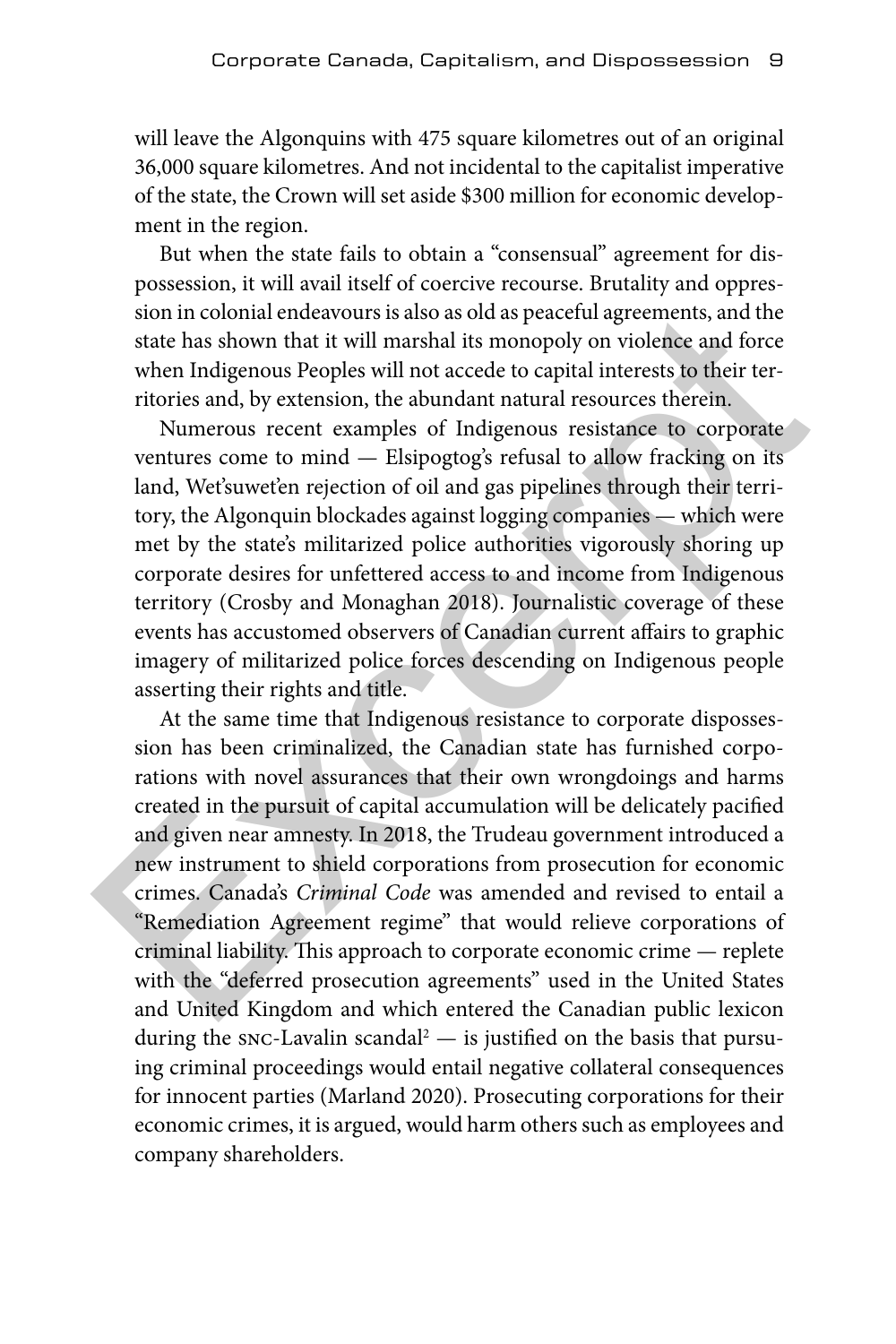will leave the Algonquins with 475 square kilometres out of an original 36,000 square kilometres. And not incidental to the capitalist imperative of the state, the Crown will set aside $300 million for economic development in the region.

But when the state fails to obtain a "consensual" agreement for dispossession, it will avail itself of coercive recourse. Brutality and oppression in colonial endeavours is also as old as peaceful agreements, and the state has shown that it will marshal its monopoly on violence and force when Indigenous Peoples will not accede to capital interests to their territories and, by extension, the abundant natural resources therein.

Numerous recent examples of Indigenous resistance to corporate ventures come to mind — Elsipogtog's refusal to allow fracking on its land, Wet'suwet'en rejection of oil and gas pipelines through their territory, the Algonquin blockades against logging companies — which were met by the state's militarized police authorities vigorously shoring up corporate desires for unfettered access to and income from Indigenous territory (Crosby and Monaghan 2018). Journalistic coverage of these events has accustomed observers of Canadian current affairs to graphic imagery of militarized police forces descending on Indigenous people asserting their rights and title.

At the same time that Indigenous resistance to corporate dispossession has been criminalized, the Canadian state has furnished corporations with novel assurances that their own wrongdoings and harms created in the pursuit of capital accumulation will be delicately pacified and given near amnesty. In 2018, the Trudeau government introduced a new instrument to shield corporations from prosecution for economic crimes. Canada's *Criminal Code* was amended and revised to entail a "Remediation Agreement regime" that would relieve corporations of criminal liability. This approach to corporate economic crime — replete with the "deferred prosecution agreements" used in the United States and United Kingdom and which entered the Canadian public lexicon during the SNC-Lavalin scandal[2] — is justified on the basis that pursuing criminal proceedings would entail negative collateral consequences for innocent parties (Marland 2020). Prosecuting corporations for their economic crimes, it is argued, would harm others such as employees and company shareholders.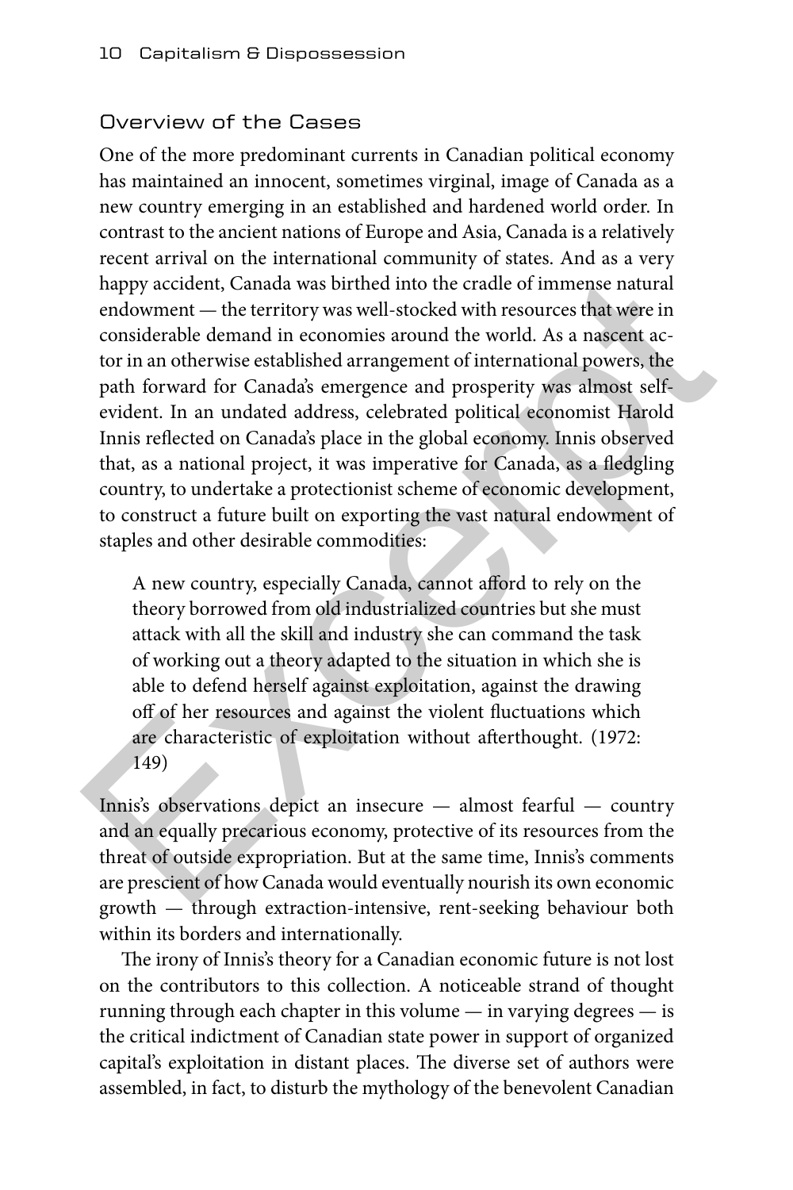## Overview of the Cases

One of the more predominant currents in Canadian political economy has maintained an innocent, sometimes virginal, image of Canada as a new country emerging in an established and hardened world order. In contrast to the ancient nations of Europe and Asia, Canada is a relatively recent arrival on the international community of states. And as a very happy accident, Canada was birthed into the cradle of immense natural endowment — the territory was well-stocked with resources that were in considerable demand in economies around the world. As a nascent actor in an otherwise established arrangement of international powers, the path forward for Canada's emergence and prosperity was almost self-evident. In an undated address, celebrated political economist Harold Innis reflected on Canada's place in the global economy. Innis observed that, as a national project, it was imperative for Canada, as a fledgling country, to undertake a protectionist scheme of economic development, to construct a future built on exporting the vast natural endowment of staples and other desirable commodities:

> A new country, especially Canada, cannot afford to rely on the theory borrowed from old industrialized countries but she must attack with all the skill and industry she can command the task of working out a theory adapted to the situation in which she is able to defend herself against exploitation, against the drawing off of her resources and against the violent fluctuations which are characteristic of exploitation without afterthought. (1972: 149)

Innis's observations depict an insecure — almost fearful — country and an equally precarious economy, protective of its resources from the threat of outside expropriation. But at the same time, Innis's comments are prescient of how Canada would eventually nourish its own economic growth — through extraction-intensive, rent-seeking behaviour both within its borders and internationally.

The irony of Innis's theory for a Canadian economic future is not lost on the contributors to this collection. A noticeable strand of thought running through each chapter in this volume — in varying degrees — is the critical indictment of Canadian state power in support of organized capital's exploitation in distant places. The diverse set of authors were assembled, in fact, to disturb the mythology of the benevolent Canadian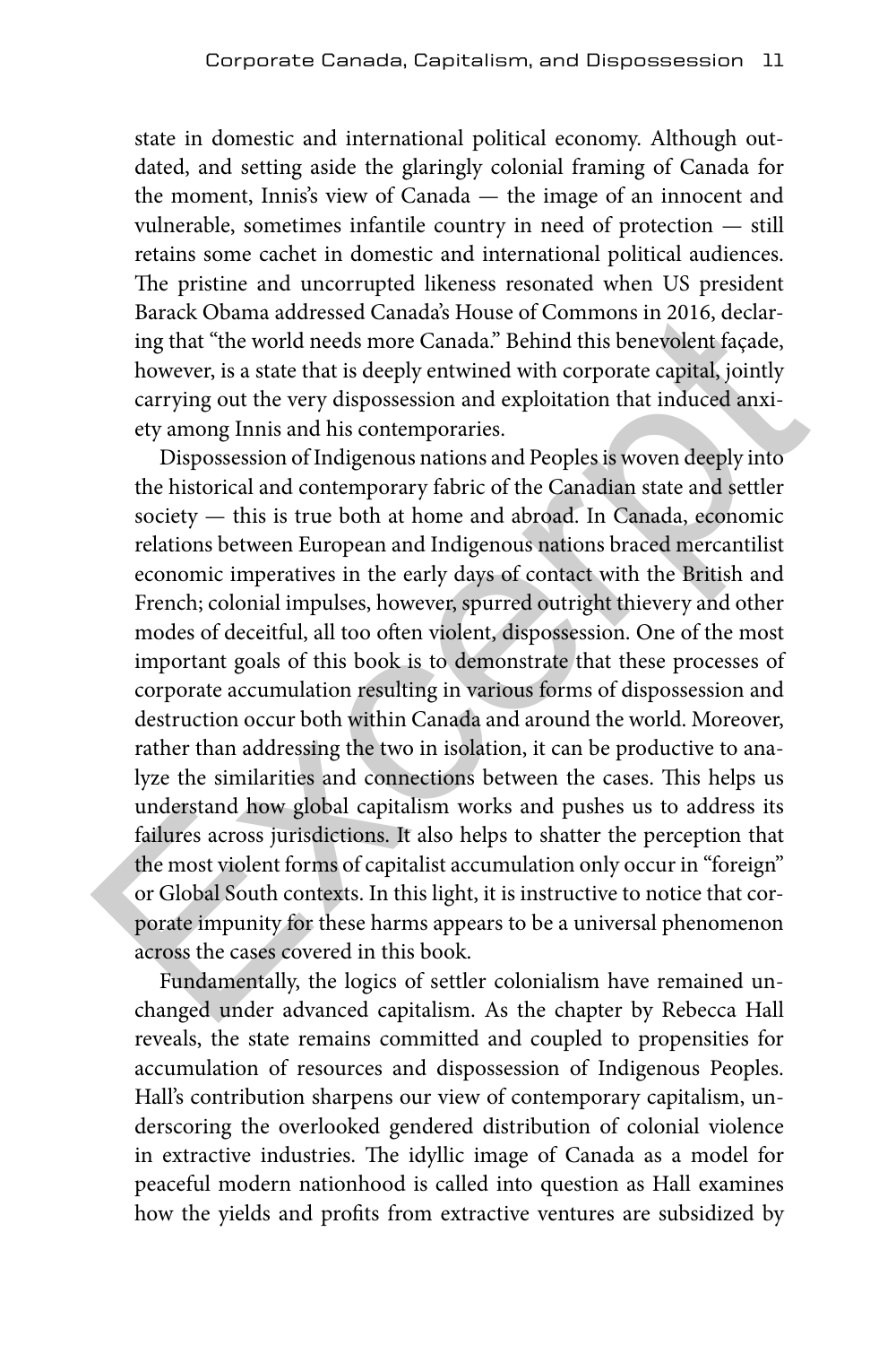state in domestic and international political economy. Although outdated, and setting aside the glaringly colonial framing of Canada for the moment, Innis's view of Canada — the image of an innocent and vulnerable, sometimes infantile country in need of protection — still retains some cachet in domestic and international political audiences. The pristine and uncorrupted likeness resonated when US president Barack Obama addressed Canada's House of Commons in 2016, declaring that "the world needs more Canada." Behind this benevolent façade, however, is a state that is deeply entwined with corporate capital, jointly carrying out the very dispossession and exploitation that induced anxiety among Innis and his contemporaries.

Dispossession of Indigenous nations and Peoples is woven deeply into the historical and contemporary fabric of the Canadian state and settler society — this is true both at home and abroad. In Canada, economic relations between European and Indigenous nations braced mercantilist economic imperatives in the early days of contact with the British and French; colonial impulses, however, spurred outright thievery and other modes of deceitful, all too often violent, dispossession. One of the most important goals of this book is to demonstrate that these processes of corporate accumulation resulting in various forms of dispossession and destruction occur both within Canada and around the world. Moreover, rather than addressing the two in isolation, it can be productive to analyze the similarities and connections between the cases. This helps us understand how global capitalism works and pushes us to address its failures across jurisdictions. It also helps to shatter the perception that the most violent forms of capitalist accumulation only occur in "foreign" or Global South contexts. In this light, it is instructive to notice that corporate impunity for these harms appears to be a universal phenomenon across the cases covered in this book.

Fundamentally, the logics of settler colonialism have remained unchanged under advanced capitalism. As the chapter by Rebecca Hall reveals, the state remains committed and coupled to propensities for accumulation of resources and dispossession of Indigenous Peoples. Hall's contribution sharpens our view of contemporary capitalism, underscoring the overlooked gendered distribution of colonial violence in extractive industries. The idyllic image of Canada as a model for peaceful modern nationhood is called into question as Hall examines how the yields and profits from extractive ventures are subsidized by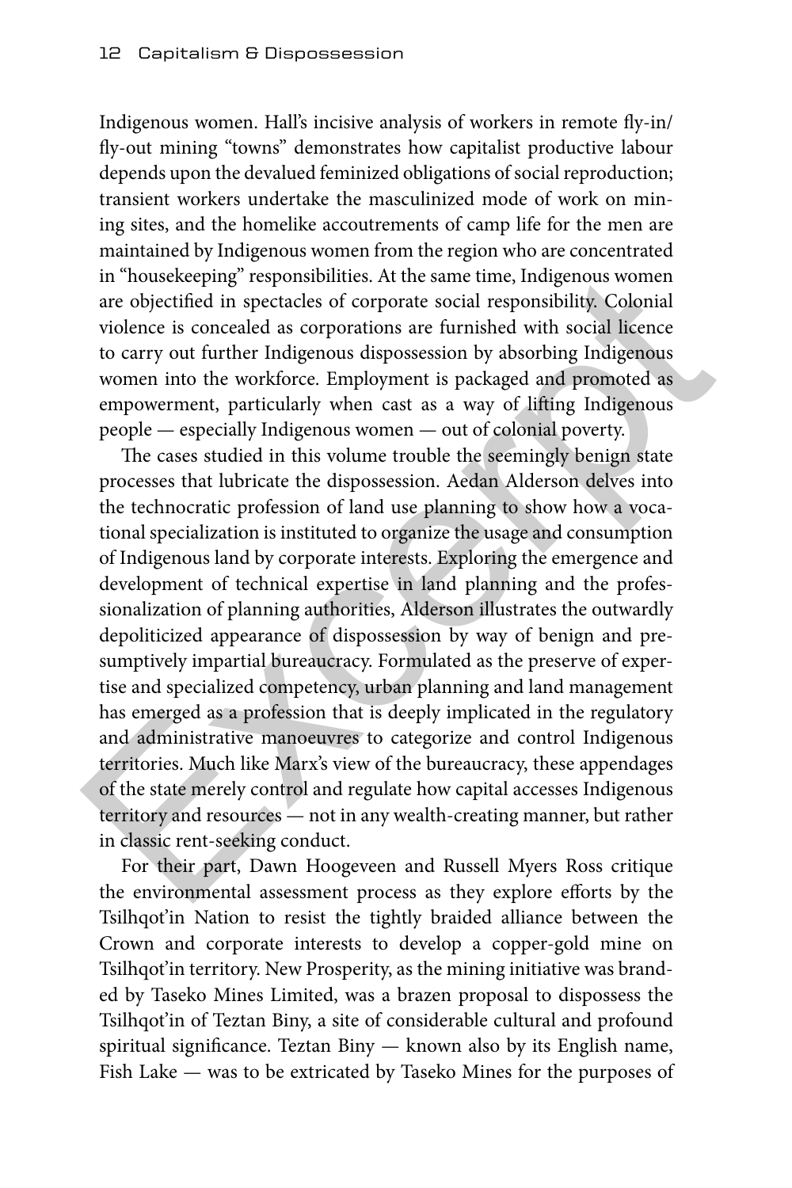Indigenous women. Hall's incisive analysis of workers in remote fly-in/fly-out mining "towns" demonstrates how capitalist productive labour depends upon the devalued feminized obligations of social reproduction; transient workers undertake the masculinized mode of work on mining sites, and the homelike accoutrements of camp life for the men are maintained by Indigenous women from the region who are concentrated in "housekeeping" responsibilities. At the same time, Indigenous women are objectified in spectacles of corporate social responsibility. Colonial violence is concealed as corporations are furnished with social licence to carry out further Indigenous dispossession by absorbing Indigenous women into the workforce. Employment is packaged and promoted as empowerment, particularly when cast as a way of lifting Indigenous people — especially Indigenous women — out of colonial poverty.

The cases studied in this volume trouble the seemingly benign state processes that lubricate the dispossession. Aedan Alderson delves into the technocratic profession of land use planning to show how a vocational specialization is instituted to organize the usage and consumption of Indigenous land by corporate interests. Exploring the emergence and development of technical expertise in land planning and the professionalization of planning authorities, Alderson illustrates the outwardly depoliticized appearance of dispossession by way of benign and presumptively impartial bureaucracy. Formulated as the preserve of expertise and specialized competency, urban planning and land management has emerged as a profession that is deeply implicated in the regulatory and administrative manoeuvres to categorize and control Indigenous territories. Much like Marx's view of the bureaucracy, these appendages of the state merely control and regulate how capital accesses Indigenous territory and resources — not in any wealth-creating manner, but rather in classic rent-seeking conduct.

For their part, Dawn Hoogeveen and Russell Myers Ross critique the environmental assessment process as they explore efforts by the Tsilhqot'in Nation to resist the tightly braided alliance between the Crown and corporate interests to develop a copper-gold mine on Tsilhqot'in territory. New Prosperity, as the mining initiative was branded by Taseko Mines Limited, was a brazen proposal to dispossess the Tsilhqot'in of Teztan Biny, a site of considerable cultural and profound spiritual significance. Teztan Biny — known also by its English name, Fish Lake — was to be extricated by Taseko Mines for the purposes of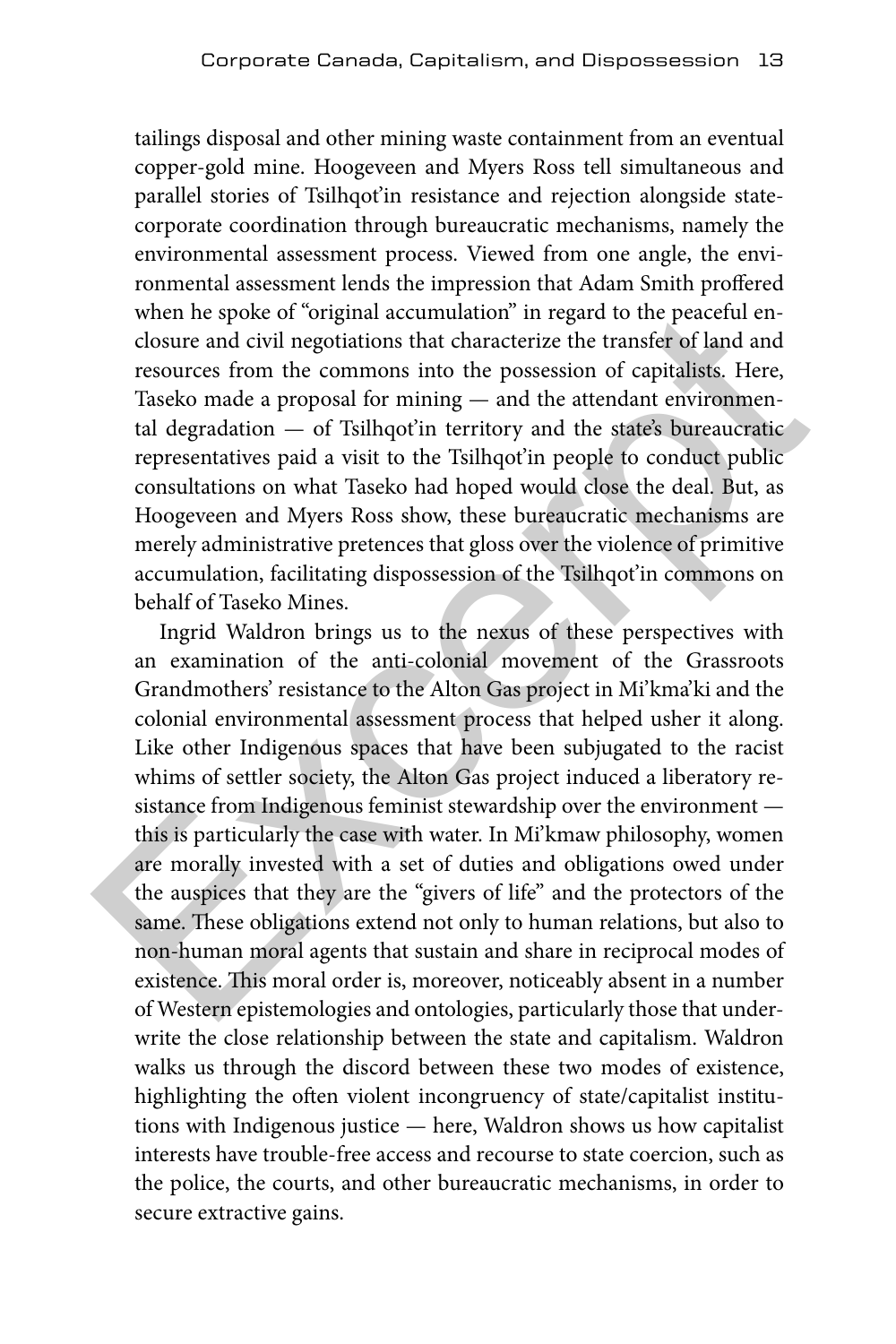tailings disposal and other mining waste containment from an eventual copper-gold mine. Hoogeveen and Myers Ross tell simultaneous and parallel stories of Tsilhqot'in resistance and rejection alongside state-corporate coordination through bureaucratic mechanisms, namely the environmental assessment process. Viewed from one angle, the environmental assessment lends the impression that Adam Smith proffered when he spoke of "original accumulation" in regard to the peaceful enclosure and civil negotiations that characterize the transfer of land and resources from the commons into the possession of capitalists. Here, Taseko made a proposal for mining — and the attendant environmental degradation — of Tsilhqot'in territory and the state's bureaucratic representatives paid a visit to the Tsilhqot'in people to conduct public consultations on what Taseko had hoped would close the deal. But, as Hoogeveen and Myers Ross show, these bureaucratic mechanisms are merely administrative pretences that gloss over the violence of primitive accumulation, facilitating dispossession of the Tsilhqot'in commons on behalf of Taseko Mines.

Ingrid Waldron brings us to the nexus of these perspectives with an examination of the anti-colonial movement of the Grassroots Grandmothers' resistance to the Alton Gas project in Mi'kma'ki and the colonial environmental assessment process that helped usher it along. Like other Indigenous spaces that have been subjugated to the racist whims of settler society, the Alton Gas project induced a liberatory resistance from Indigenous feminist stewardship over the environment — this is particularly the case with water. In Mi'kmaw philosophy, women are morally invested with a set of duties and obligations owed under the auspices that they are the "givers of life" and the protectors of the same. These obligations extend not only to human relations, but also to non-human moral agents that sustain and share in reciprocal modes of existence. This moral order is, moreover, noticeably absent in a number of Western epistemologies and ontologies, particularly those that underwrite the close relationship between the state and capitalism. Waldron walks us through the discord between these two modes of existence, highlighting the often violent incongruency of state/capitalist institutions with Indigenous justice — here, Waldron shows us how capitalist interests have trouble-free access and recourse to state coercion, such as the police, the courts, and other bureaucratic mechanisms, in order to secure extractive gains.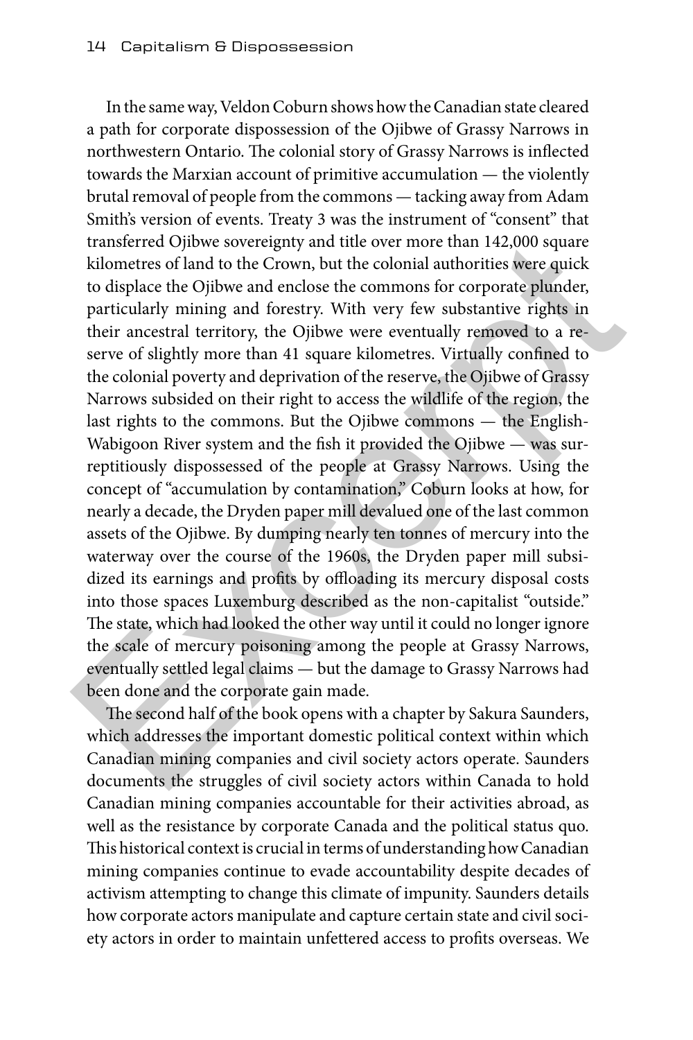In the same way, Veldon Coburn shows how the Canadian state cleared a path for corporate dispossession of the Ojibwe of Grassy Narrows in northwestern Ontario. The colonial story of Grassy Narrows is inflected towards the Marxian account of primitive accumulation — the violently brutal removal of people from the commons — tacking away from Adam Smith's version of events. Treaty 3 was the instrument of "consent" that transferred Ojibwe sovereignty and title over more than 142,000 square kilometres of land to the Crown, but the colonial authorities were quick to displace the Ojibwe and enclose the commons for corporate plunder, particularly mining and forestry. With very few substantive rights in their ancestral territory, the Ojibwe were eventually removed to a reserve of slightly more than 41 square kilometres. Virtually confined to the colonial poverty and deprivation of the reserve, the Ojibwe of Grassy Narrows subsided on their right to access the wildlife of the region, the last rights to the commons. But the Ojibwe commons — the English-Wabigoon River system and the fish it provided the Ojibwe — was surreptitiously dispossessed of the people at Grassy Narrows. Using the concept of "accumulation by contamination," Coburn looks at how, for nearly a decade, the Dryden paper mill devalued one of the last common assets of the Ojibwe. By dumping nearly ten tonnes of mercury into the waterway over the course of the 1960s, the Dryden paper mill subsidized its earnings and profits by offloading its mercury disposal costs into those spaces Luxemburg described as the non-capitalist "outside." The state, which had looked the other way until it could no longer ignore the scale of mercury poisoning among the people at Grassy Narrows, eventually settled legal claims — but the damage to Grassy Narrows had been done and the corporate gain made.

The second half of the book opens with a chapter by Sakura Saunders, which addresses the important domestic political context within which Canadian mining companies and civil society actors operate. Saunders documents the struggles of civil society actors within Canada to hold Canadian mining companies accountable for their activities abroad, as well as the resistance by corporate Canada and the political status quo. This historical context is crucial in terms of understanding how Canadian mining companies continue to evade accountability despite decades of activism attempting to change this climate of impunity. Saunders details how corporate actors manipulate and capture certain state and civil society actors in order to maintain unfettered access to profits overseas. We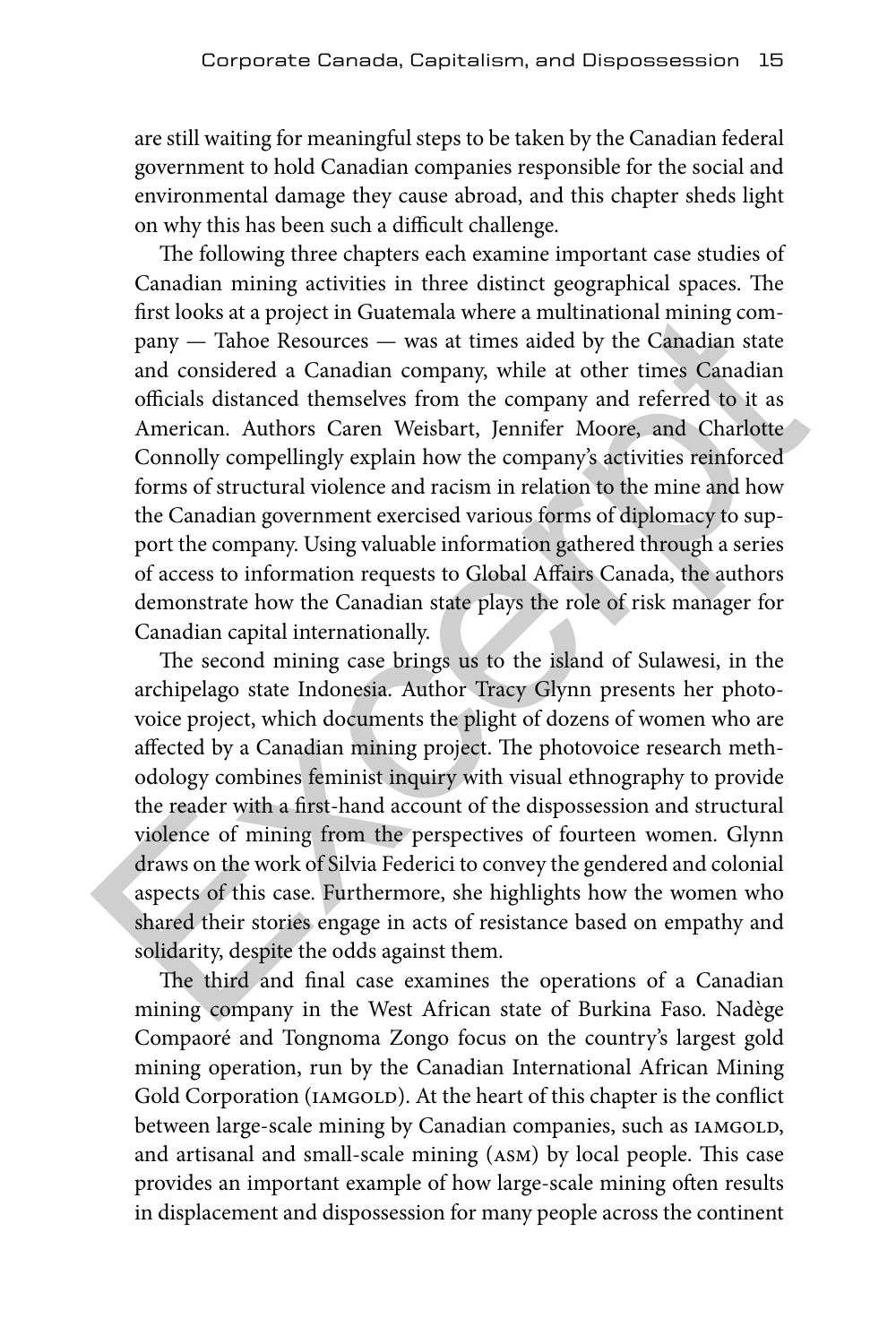are still waiting for meaningful steps to be taken by the Canadian federal government to hold Canadian companies responsible for the social and environmental damage they cause abroad, and this chapter sheds light on why this has been such a difficult challenge.

The following three chapters each examine important case studies of Canadian mining activities in three distinct geographical spaces. The first looks at a project in Guatemala where a multinational mining company — Tahoe Resources — was at times aided by the Canadian state and considered a Canadian company, while at other times Canadian officials distanced themselves from the company and referred to it as American. Authors Caren Weisbart, Jennifer Moore, and Charlotte Connolly compellingly explain how the company's activities reinforced forms of structural violence and racism in relation to the mine and how the Canadian government exercised various forms of diplomacy to support the company. Using valuable information gathered through a series of access to information requests to Global Affairs Canada, the authors demonstrate how the Canadian state plays the role of risk manager for Canadian capital internationally.

The second mining case brings us to the island of Sulawesi, in the archipelago state Indonesia. Author Tracy Glynn presents her photovoice project, which documents the plight of dozens of women who are affected by a Canadian mining project. The photovoice research methodology combines feminist inquiry with visual ethnography to provide the reader with a first-hand account of the dispossession and structural violence of mining from the perspectives of fourteen women. Glynn draws on the work of Silvia Federici to convey the gendered and colonial aspects of this case. Furthermore, she highlights how the women who shared their stories engage in acts of resistance based on empathy and solidarity, despite the odds against them.

The third and final case examines the operations of a Canadian mining company in the West African state of Burkina Faso. Nadège Compaoré and Tongnoma Zongo focus on the country's largest gold mining operation, run by the Canadian International African Mining Gold Corporation (IAMGOLD). At the heart of this chapter is the conflict between large-scale mining by Canadian companies, such as IAMGOLD, and artisanal and small-scale mining (ASM) by local people. This case provides an important example of how large-scale mining often results in displacement and dispossession for many people across the continent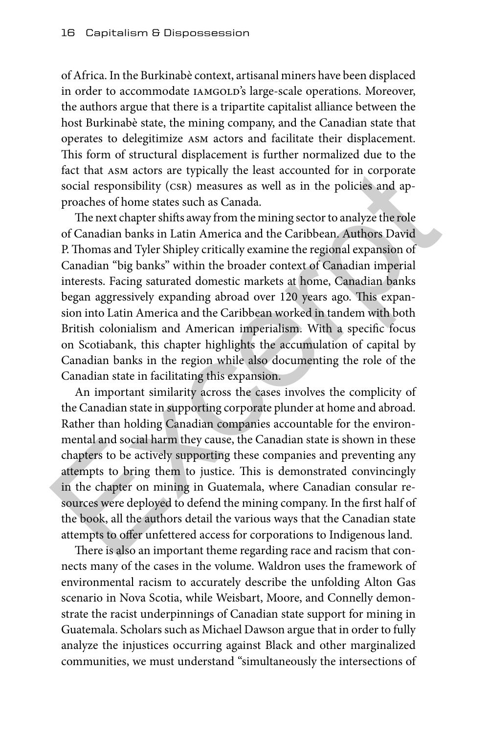of Africa. In the Burkinabè context, artisanal miners have been displaced in order to accommodate IAMGOLD's large-scale operations. Moreover, the authors argue that there is a tripartite capitalist alliance between the host Burkinabè state, the mining company, and the Canadian state that operates to delegitimize ASM actors and facilitate their displacement. This form of structural displacement is further normalized due to the fact that ASM actors are typically the least accounted for in corporate social responsibility (CSR) measures as well as in the policies and approaches of home states such as Canada.

The next chapter shifts away from the mining sector to analyze the role of Canadian banks in Latin America and the Caribbean. Authors David P. Thomas and Tyler Shipley critically examine the regional expansion of Canadian "big banks" within the broader context of Canadian imperial interests. Facing saturated domestic markets at home, Canadian banks began aggressively expanding abroad over 120 years ago. This expansion into Latin America and the Caribbean worked in tandem with both British colonialism and American imperialism. With a specific focus on Scotiabank, this chapter highlights the accumulation of capital by Canadian banks in the region while also documenting the role of the Canadian state in facilitating this expansion.

An important similarity across the cases involves the complicity of the Canadian state in supporting corporate plunder at home and abroad. Rather than holding Canadian companies accountable for the environmental and social harm they cause, the Canadian state is shown in these chapters to be actively supporting these companies and preventing any attempts to bring them to justice. This is demonstrated convincingly in the chapter on mining in Guatemala, where Canadian consular resources were deployed to defend the mining company. In the first half of the book, all the authors detail the various ways that the Canadian state attempts to offer unfettered access for corporations to Indigenous land.

There is also an important theme regarding race and racism that connects many of the cases in the volume. Waldron uses the framework of environmental racism to accurately describe the unfolding Alton Gas scenario in Nova Scotia, while Weisbart, Moore, and Connelly demonstrate the racist underpinnings of Canadian state support for mining in Guatemala. Scholars such as Michael Dawson argue that in order to fully analyze the injustices occurring against Black and other marginalized communities, we must understand "simultaneously the intersections of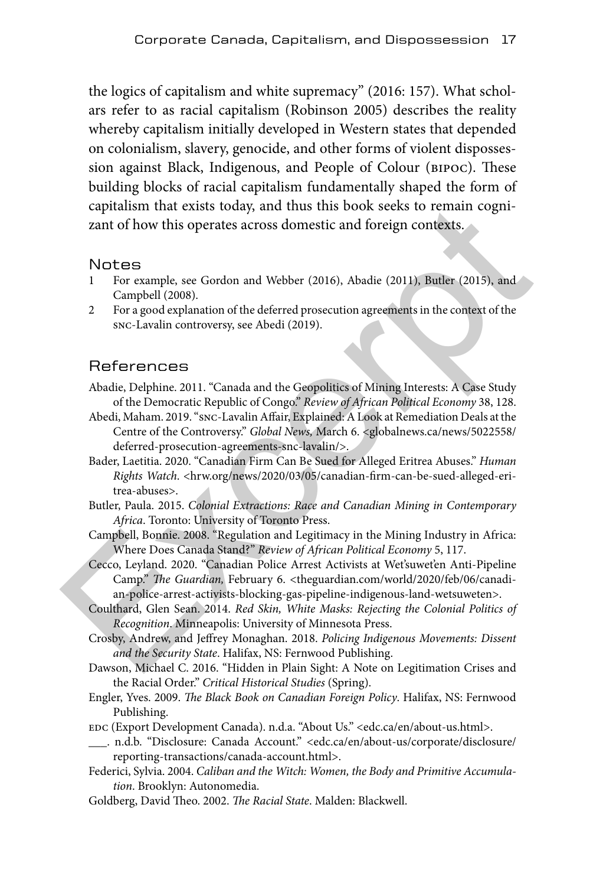the logics of capitalism and white supremacy" (2016: 157). What scholars refer to as racial capitalism (Robinson 2005) describes the reality whereby capitalism initially developed in Western states that depended on colonialism, slavery, genocide, and other forms of violent dispossession against Black, Indigenous, and People of Colour (BIPOC). These building blocks of racial capitalism fundamentally shaped the form of capitalism that exists today, and thus this book seeks to remain cognizant of how this operates across domestic and foreign contexts.

## Notes

1. For example, see Gordon and Webber (2016), Abadie (2011), Butler (2015), and Campbell (2008).
2. For a good explanation of the deferred prosecution agreements in the context of the SNC-Lavalin controversy, see Abedi (2019).

## References

Abadie, Delphine. 2011. "Canada and the Geopolitics of Mining Interests: A Case Study of the Democratic Republic of Congo." *Review of African Political Economy* 38, 128.

Abedi, Maham. 2019. "SNC-Lavalin Affair, Explained: A Look at Remediation Deals at the Centre of the Controversy." *Global News,* March 6. <globalnews.ca/news/5022558/deferred-prosecution-agreements-snc-lavalin/>.

Bader, Laetitia. 2020. "Canadian Firm Can Be Sued for Alleged Eritrea Abuses." *Human Rights Watch*. <hrw.org/news/2020/03/05/canadian-firm-can-be-sued-alleged-eritrea-abuses>.

Butler, Paula. 2015. *Colonial Extractions: Race and Canadian Mining in Contemporary Africa*. Toronto: University of Toronto Press.

Campbell, Bonnie. 2008. "Regulation and Legitimacy in the Mining Industry in Africa: Where Does Canada Stand?" *Review of African Political Economy* 5, 117.

Cecco, Leyland. 2020. "Canadian Police Arrest Activists at Wet'suwet'en Anti-Pipeline Camp." *The Guardian,* February 6. <theguardian.com/world/2020/feb/06/canadian-police-arrest-activists-blocking-gas-pipeline-indigenous-land-wetsuweten>.

Coulthard, Glen Sean. 2014. *Red Skin, White Masks: Rejecting the Colonial Politics of Recognition*. Minneapolis: University of Minnesota Press.

Crosby, Andrew, and Jeffrey Monaghan. 2018. *Policing Indigenous Movements: Dissent and the Security State*. Halifax, NS: Fernwood Publishing.

Dawson, Michael C. 2016. "Hidden in Plain Sight: A Note on Legitimation Crises and the Racial Order." *Critical Historical Studies* (Spring).

Engler, Yves. 2009. *The Black Book on Canadian Foreign Policy*. Halifax, NS: Fernwood Publishing.

EDC (Export Development Canada). n.d.a. "About Us." <edc.ca/en/about-us.html>.

___. n.d.b. "Disclosure: Canada Account." <edc.ca/en/about-us/corporate/disclosure/reporting-transactions/canada-account.html>.

Federici, Sylvia. 2004. *Caliban and the Witch: Women, the Body and Primitive Accumulation*. Brooklyn: Autonomedia.

Goldberg, David Theo. 2002. *The Racial State*. Malden: Blackwell.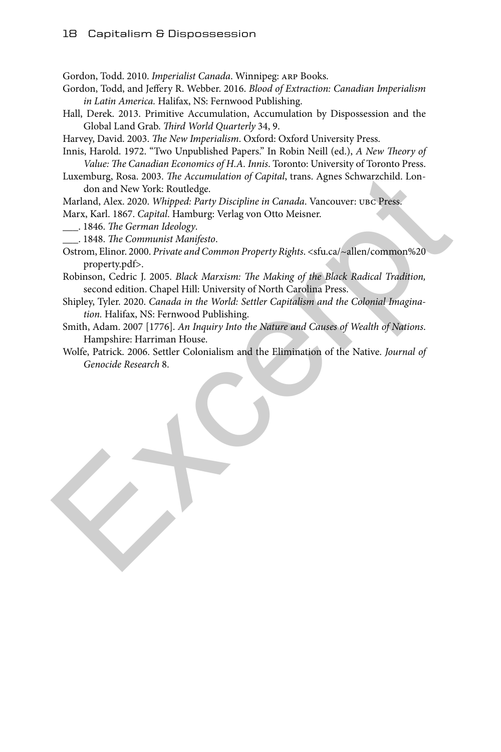Gordon, Todd. 2010. *Imperialist Canada*. Winnipeg: ARP Books.

Gordon, Todd, and Jeffery R. Webber. 2016. *Blood of Extraction: Canadian Imperialism in Latin America.* Halifax, NS: Fernwood Publishing.

Hall, Derek. 2013. Primitive Accumulation, Accumulation by Dispossession and the Global Land Grab. *Third World Quarterly* 34, 9.

Harvey, David. 2003. *The New Imperialism*. Oxford: Oxford University Press.

Innis, Harold. 1972. "Two Unpublished Papers." In Robin Neill (ed.), *A New Theory of Value: The Canadian Economics of H.A. Innis*. Toronto: University of Toronto Press.

Luxemburg, Rosa. 2003. *The Accumulation of Capital*, trans. Agnes Schwarzchild. London and New York: Routledge.

Marland, Alex. 2020. *Whipped: Party Discipline in Canada*. Vancouver: UBC Press.

Marx, Karl. 1867. *Capital*. Hamburg: Verlag von Otto Meisner.

___. 1846. *The German Ideology*.

___. 1848. *The Communist Manifesto*.

Ostrom, Elinor. 2000. *Private and Common Property Rights*. <sfu.ca/~allen/common%20property.pdf>.

Robinson, Cedric J. 2005. *Black Marxism: The Making of the Black Radical Tradition,* second edition. Chapel Hill: University of North Carolina Press.

Shipley, Tyler. 2020. *Canada in the World: Settler Capitalism and the Colonial Imagination.* Halifax, NS: Fernwood Publishing.

Smith, Adam. 2007 [1776]. *An Inquiry Into the Nature and Causes of Wealth of Nations*. Hampshire: Harriman House.

Wolfe, Patrick. 2006. Settler Colonialism and the Elimination of the Native. *Journal of Genocide Research* 8.